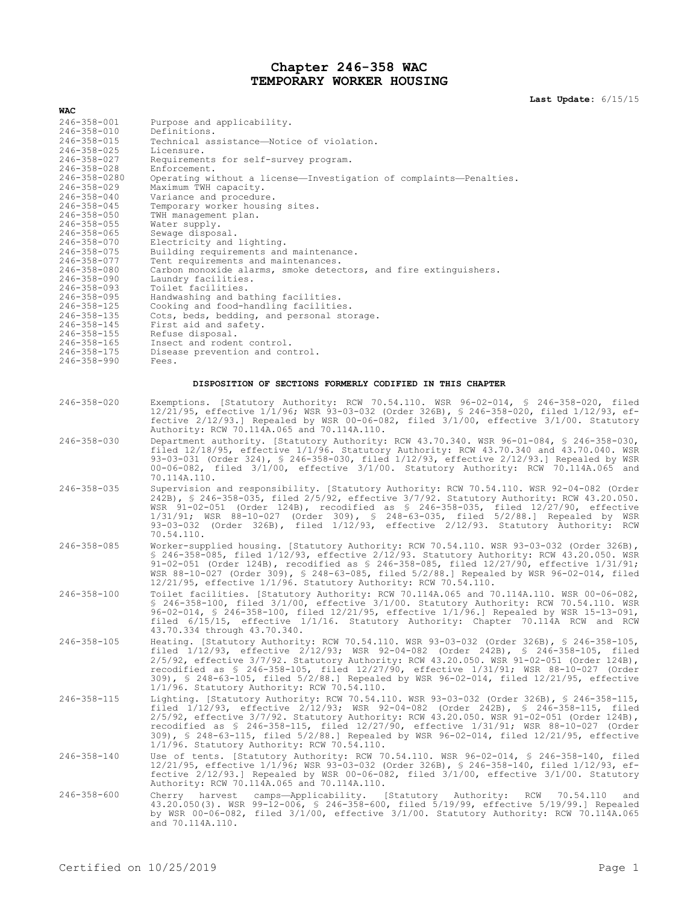# Chapter 246-358 WAC
# TEMPORARY WORKER HOUSING

**Last Update:** 6/15/15

**WAC**

| | |
|---|---|
| 246-358-001 | Purpose and applicability. |
| 246-358-010 | Definitions. |
| 246-358-015 | Technical assistance—Notice of violation. |
| 246-358-025 | Licensure. |
| 246-358-027 | Requirements for self-survey program. |
| 246-358-028 | Enforcement. |
| 246-358-0280 | Operating without a license—Investigation of complaints—Penalties. |
| 246-358-029 | Maximum TWH capacity. |
| 246-358-040 | Variance and procedure. |
| 246-358-045 | Temporary worker housing sites. |
| 246-358-050 | TWH management plan. |
| 246-358-055 | Water supply. |
| 246-358-065 | Sewage disposal. |
| 246-358-070 | Electricity and lighting. |
| 246-358-075 | Building requirements and maintenance. |
| 246-358-077 | Tent requirements and maintenances. |
| 246-358-080 | Carbon monoxide alarms, smoke detectors, and fire extinguishers. |
| 246-358-090 | Laundry facilities. |
| 246-358-093 | Toilet facilities. |
| 246-358-095 | Handwashing and bathing facilities. |
| 246-358-125 | Cooking and food-handling facilities. |
| 246-358-135 | Cots, beds, bedding, and personal storage. |
| 246-358-145 | First aid and safety. |
| 246-358-155 | Refuse disposal. |
| 246-358-165 | Insect and rodent control. |
| 246-358-175 | Disease prevention and control. |
| 246-358-990 | Fees. |

**DISPOSITION OF SECTIONS FORMERLY CODIFIED IN THIS CHAPTER**

| | |
|---|---|
| 246-358-020 | Exemptions. [Statutory Authority: RCW 70.54.110. WSR 96-02-014, § 246-358-020, filed 12/21/95, effective 1/1/96; WSR 93-03-032 (Order 326B), § 246-358-020, filed 1/12/93, effective 2/12/93.] Repealed by WSR 00-06-082, filed 3/1/00, effective 3/1/00. Statutory Authority: RCW 70.114A.065 and 70.114A.110. |
| 246-358-030 | Department authority. [Statutory Authority: RCW 43.70.340. WSR 96-01-084, § 246-358-030, filed 12/18/95, effective 1/1/96. Statutory Authority: RCW 43.70.340 and 43.70.040. WSR 93-03-031 (Order 324), § 246-358-030, filed 1/12/93, effective 2/12/93.] Repealed by WSR 00-06-082, filed 3/1/00, effective 3/1/00. Statutory Authority: RCW 70.114A.065 and 70.114A.110. |
| 246-358-035 | Supervision and responsibility. [Statutory Authority: RCW 70.54.110. WSR 92-04-082 (Order 242B), § 246-358-035, filed 2/5/92, effective 3/7/92. Statutory Authority: RCW 43.20.050. WSR 91-02-051 (Order 124B), recodified as § 246-358-035, filed 12/27/90, effective 1/31/91; WSR 88-10-027 (Order 309), § 248-63-035, filed 5/2/88.] Repealed by WSR 93-03-032 (Order 326B), filed 1/12/93, effective 2/12/93. Statutory Authority: RCW 70.54.110. |
| 246-358-085 | Worker-supplied housing. [Statutory Authority: RCW 70.54.110. WSR 93-03-032 (Order 326B), § 246-358-085, filed 1/12/93, effective 2/12/93. Statutory Authority: RCW 43.20.050. WSR 91-02-051 (Order 124B), recodified as § 246-358-085, filed 12/27/90, effective 1/31/91; WSR 88-10-027 (Order 309), § 248-63-085, filed 5/2/88.] Repealed by WSR 96-02-014, filed 12/21/95, effective 1/1/96. Statutory Authority: RCW 70.54.110. |
| 246-358-100 | Toilet facilities. [Statutory Authority: RCW 70.114A.065 and 70.114A.110. WSR 00-06-082, § 246-358-100, filed 3/1/00, effective 3/1/00. Statutory Authority: RCW 70.54.110. WSR 96-02-014, § 246-358-100, filed 12/21/95, effective 1/1/96.] Repealed by WSR 15-13-091, filed 6/15/15, effective 1/1/16. Statutory Authority: Chapter 70.114A RCW and RCW 43.70.334 through 43.70.340. |
| 246-358-105 | Heating. [Statutory Authority: RCW 70.54.110. WSR 93-03-032 (Order 326B), § 246-358-105, filed 1/12/93, effective 2/12/93; WSR 92-04-082 (Order 242B), § 246-358-105, filed 2/5/92, effective 3/7/92. Statutory Authority: RCW 43.20.050. WSR 91-02-051 (Order 124B), recodified as § 246-358-105, filed 12/27/90, effective 1/31/91; WSR 88-10-027 (Order 309), § 248-63-105, filed 5/2/88.] Repealed by WSR 96-02-014, filed 12/21/95, effective 1/1/96. Statutory Authority: RCW 70.54.110. |
| 246-358-115 | Lighting. [Statutory Authority: RCW 70.54.110. WSR 93-03-032 (Order 326B), § 246-358-115, filed 1/12/93, effective 2/12/93; WSR 92-04-082 (Order 242B), § 246-358-115, filed 2/5/92, effective 3/7/92. Statutory Authority: RCW 43.20.050. WSR 91-02-051 (Order 124B), recodified as § 246-358-115, filed 12/27/90, effective 1/31/91; WSR 88-10-027 (Order 309), § 248-63-115, filed 5/2/88.] Repealed by WSR 96-02-014, filed 12/21/95, effective 1/1/96. Statutory Authority: RCW 70.54.110. |
| 246-358-140 | Use of tents. [Statutory Authority: RCW 70.54.110. WSR 96-02-014, § 246-358-140, filed 12/21/95, effective 1/1/96; WSR 93-03-032 (Order 326B), § 246-358-140, filed 1/12/93, effective 2/12/93.] Repealed by WSR 00-06-082, filed 3/1/00, effective 3/1/00. Statutory Authority: RCW 70.114A.065 and 70.114A.110. |
| 246-358-600 | Cherry harvest camps—Applicability. [Statutory Authority: RCW 70.54.110 and 43.20.050(3). WSR 99-12-006, § 246-358-600, filed 5/19/99, effective 5/19/99.] Repealed by WSR 00-06-082, filed 3/1/00, effective 3/1/00. Statutory Authority: RCW 70.114A.065 and 70.114A.110. |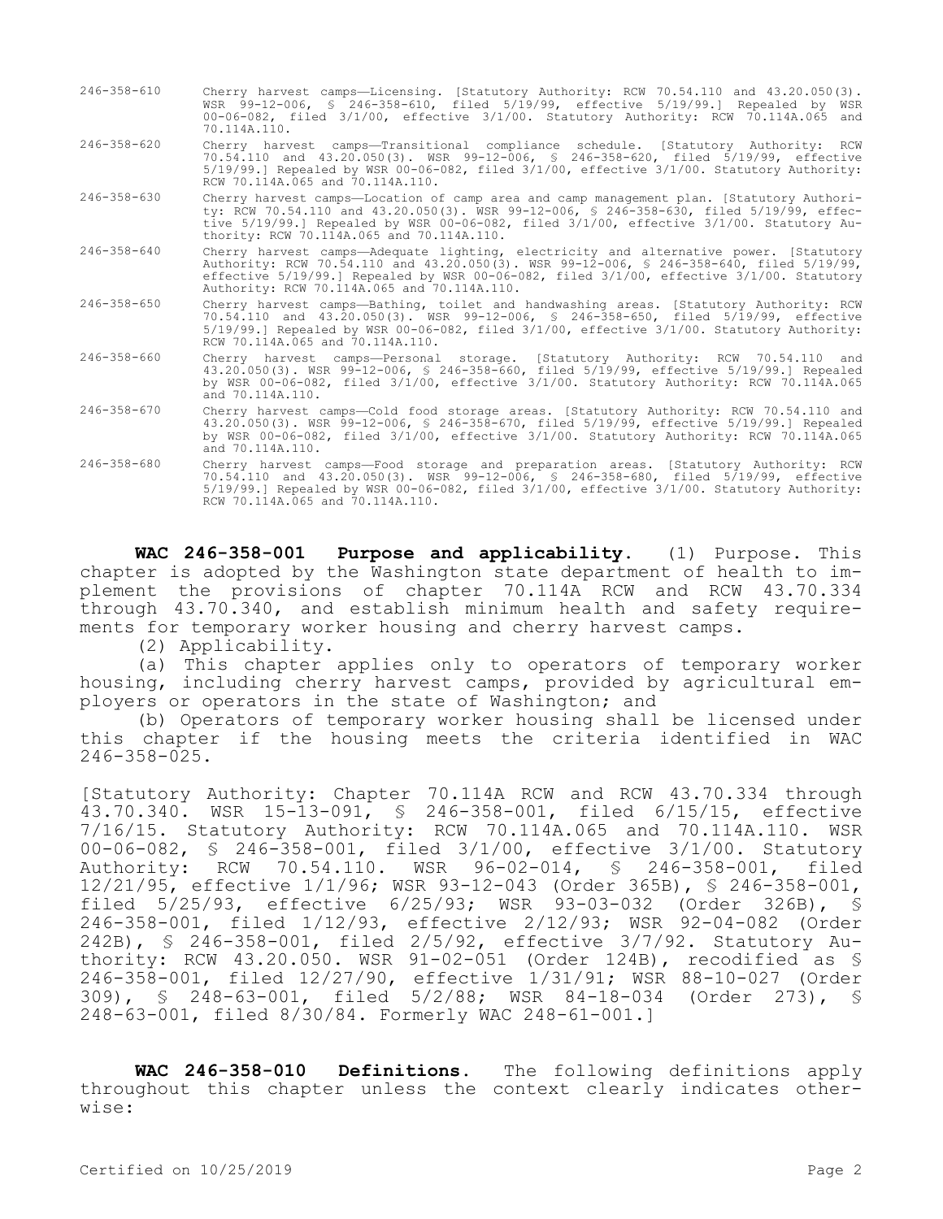| | |
|---|---|
| 246-358-610 | Cherry harvest camps—Licensing. [Statutory Authority: RCW 70.54.110 and 43.20.050(3). WSR 99-12-006, § 246-358-610, filed 5/19/99, effective 5/19/99.] Repealed by WSR 00-06-082, filed 3/1/00, effective 3/1/00. Statutory Authority: RCW 70.114A.065 and 70.114A.110. |
| 246-358-620 | Cherry harvest camps—Transitional compliance schedule. [Statutory Authority: RCW 70.54.110 and 43.20.050(3). WSR 99-12-006, § 246-358-620, filed 5/19/99, effective 5/19/99.] Repealed by WSR 00-06-082, filed 3/1/00, effective 3/1/00. Statutory Authority: RCW 70.114A.065 and 70.114A.110. |
| 246-358-630 | Cherry harvest camps—Location of camp area and camp management plan. [Statutory Authority: RCW 70.54.110 and 43.20.050(3). WSR 99-12-006, § 246-358-630, filed 5/19/99, effective 5/19/99.] Repealed by WSR 00-06-082, filed 3/1/00, effective 3/1/00. Statutory Authority: RCW 70.114A.065 and 70.114A.110. |
| 246-358-640 | Cherry harvest camps—Adequate lighting, electricity and alternative power. [Statutory Authority: RCW 70.54.110 and 43.20.050(3). WSR 99-12-006, § 246-358-640, filed 5/19/99, effective 5/19/99.] Repealed by WSR 00-06-082, filed 3/1/00, effective 3/1/00. Statutory Authority: RCW 70.114A.065 and 70.114A.110. |
| 246-358-650 | Cherry harvest camps—Bathing, toilet and handwashing areas. [Statutory Authority: RCW 70.54.110 and 43.20.050(3). WSR 99-12-006, § 246-358-650, filed 5/19/99, effective 5/19/99.] Repealed by WSR 00-06-082, filed 3/1/00, effective 3/1/00. Statutory Authority: RCW 70.114A.065 and 70.114A.110. |
| 246-358-660 | Cherry harvest camps—Personal storage. [Statutory Authority: RCW 70.54.110 and 43.20.050(3). WSR 99-12-006, § 246-358-660, filed 5/19/99, effective 5/19/99.] Repealed by WSR 00-06-082, filed 3/1/00, effective 3/1/00. Statutory Authority: RCW 70.114A.065 and 70.114A.110. |
| 246-358-670 | Cherry harvest camps—Cold food storage areas. [Statutory Authority: RCW 70.54.110 and 43.20.050(3). WSR 99-12-006, § 246-358-670, filed 5/19/99, effective 5/19/99.] Repealed by WSR 00-06-082, filed 3/1/00, effective 3/1/00. Statutory Authority: RCW 70.114A.065 and 70.114A.110. |
| 246-358-680 | Cherry harvest camps—Food storage and preparation areas. [Statutory Authority: RCW 70.54.110 and 43.20.050(3). WSR 99-12-006, § 246-358-680, filed 5/19/99, effective 5/19/99.] Repealed by WSR 00-06-082, filed 3/1/00, effective 3/1/00. Statutory Authority: RCW 70.114A.065 and 70.114A.110. |

**WAC 246-358-001 Purpose and applicability.** (1) Purpose. This chapter is adopted by the Washington state department of health to implement the provisions of chapter 70.114A RCW and RCW 43.70.334 through 43.70.340, and establish minimum health and safety requirements for temporary worker housing and cherry harvest camps.

(2) Applicability.

(a) This chapter applies only to operators of temporary worker housing, including cherry harvest camps, provided by agricultural employers or operators in the state of Washington; and

(b) Operators of temporary worker housing shall be licensed under this chapter if the housing meets the criteria identified in WAC 246-358-025.

[Statutory Authority: Chapter 70.114A RCW and RCW 43.70.334 through 43.70.340. WSR 15-13-091, § 246-358-001, filed 6/15/15, effective 7/16/15. Statutory Authority: RCW 70.114A.065 and 70.114A.110. WSR 00-06-082, § 246-358-001, filed 3/1/00, effective 3/1/00. Statutory Authority: RCW 70.54.110. WSR 96-02-014, § 246-358-001, filed 12/21/95, effective 1/1/96; WSR 93-12-043 (Order 365B), § 246-358-001, filed 5/25/93, effective 6/25/93; WSR 93-03-032 (Order 326B), § 246-358-001, filed 1/12/93, effective 2/12/93; WSR 92-04-082 (Order 242B), § 246-358-001, filed 2/5/92, effective 3/7/92. Statutory Authority: RCW 43.20.050. WSR 91-02-051 (Order 124B), recodified as § 246-358-001, filed 12/27/90, effective 1/31/91; WSR 88-10-027 (Order 309), § 248-63-001, filed 5/2/88; WSR 84-18-034 (Order 273), § 248-63-001, filed 8/30/84. Formerly WAC 248-61-001.]

**WAC 246-358-010 Definitions.** The following definitions apply throughout this chapter unless the context clearly indicates otherwise: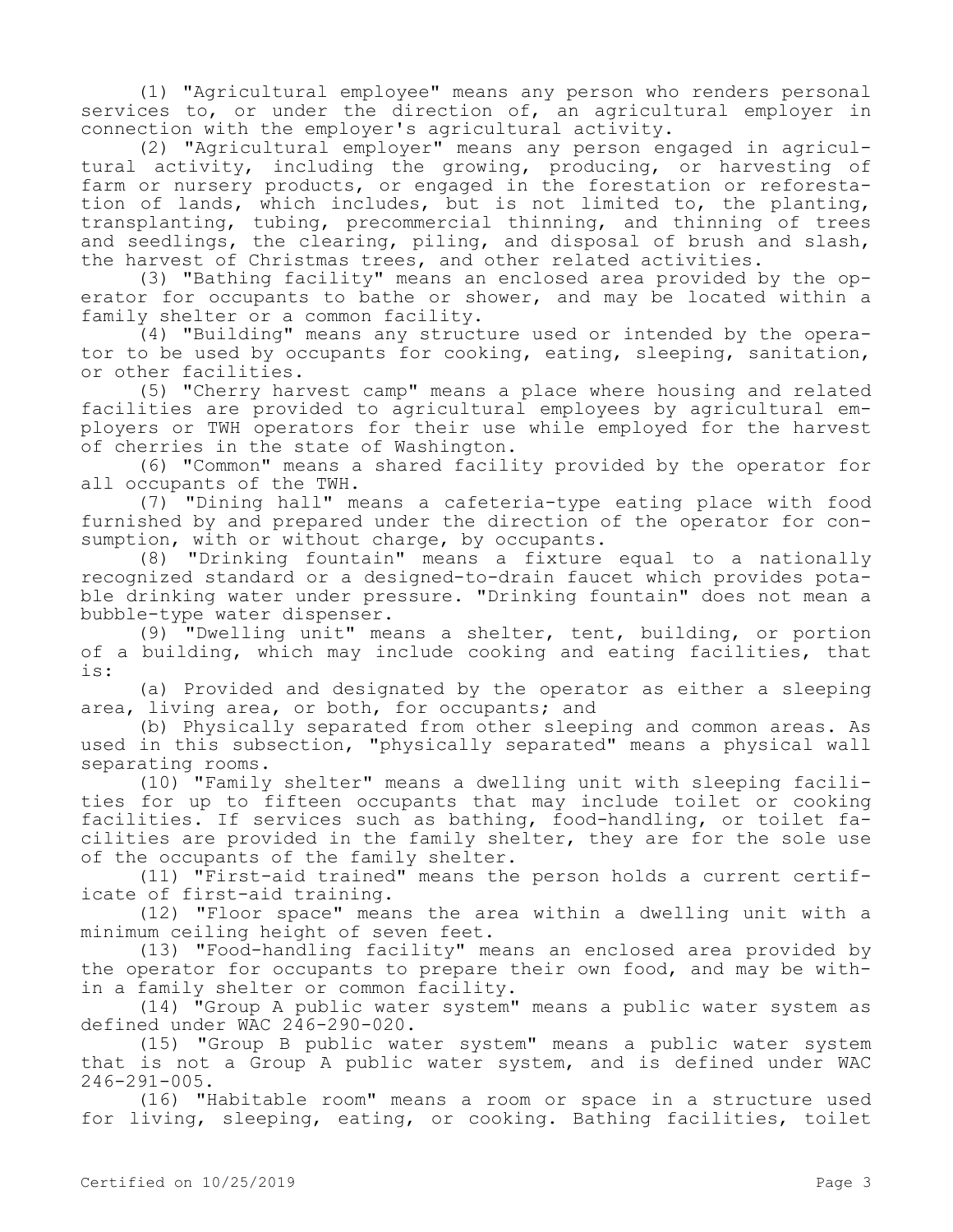(1) "Agricultural employee" means any person who renders personal services to, or under the direction of, an agricultural employer in connection with the employer's agricultural activity.

(2) "Agricultural employer" means any person engaged in agricultural activity, including the growing, producing, or harvesting of farm or nursery products, or engaged in the forestation or reforestation of lands, which includes, but is not limited to, the planting, transplanting, tubing, precommercial thinning, and thinning of trees and seedlings, the clearing, piling, and disposal of brush and slash, the harvest of Christmas trees, and other related activities.

(3) "Bathing facility" means an enclosed area provided by the operator for occupants to bathe or shower, and may be located within a family shelter or a common facility.

(4) "Building" means any structure used or intended by the operator to be used by occupants for cooking, eating, sleeping, sanitation, or other facilities.

(5) "Cherry harvest camp" means a place where housing and related facilities are provided to agricultural employees by agricultural employers or TWH operators for their use while employed for the harvest of cherries in the state of Washington.

(6) "Common" means a shared facility provided by the operator for all occupants of the TWH.

(7) "Dining hall" means a cafeteria-type eating place with food furnished by and prepared under the direction of the operator for consumption, with or without charge, by occupants.

(8) "Drinking fountain" means a fixture equal to a nationally recognized standard or a designed-to-drain faucet which provides potable drinking water under pressure. "Drinking fountain" does not mean a bubble-type water dispenser.

(9) "Dwelling unit" means a shelter, tent, building, or portion of a building, which may include cooking and eating facilities, that is:

(a) Provided and designated by the operator as either a sleeping area, living area, or both, for occupants; and

(b) Physically separated from other sleeping and common areas. As used in this subsection, "physically separated" means a physical wall separating rooms.

(10) "Family shelter" means a dwelling unit with sleeping facilities for up to fifteen occupants that may include toilet or cooking facilities. If services such as bathing, food-handling, or toilet facilities are provided in the family shelter, they are for the sole use of the occupants of the family shelter.

(11) "First-aid trained" means the person holds a current certificate of first-aid training.

(12) "Floor space" means the area within a dwelling unit with a minimum ceiling height of seven feet.

(13) "Food-handling facility" means an enclosed area provided by the operator for occupants to prepare their own food, and may be within a family shelter or common facility.

(14) "Group A public water system" means a public water system as defined under WAC 246-290-020.

(15) "Group B public water system" means a public water system that is not a Group A public water system, and is defined under WAC 246-291-005.

(16) "Habitable room" means a room or space in a structure used for living, sleeping, eating, or cooking. Bathing facilities, toilet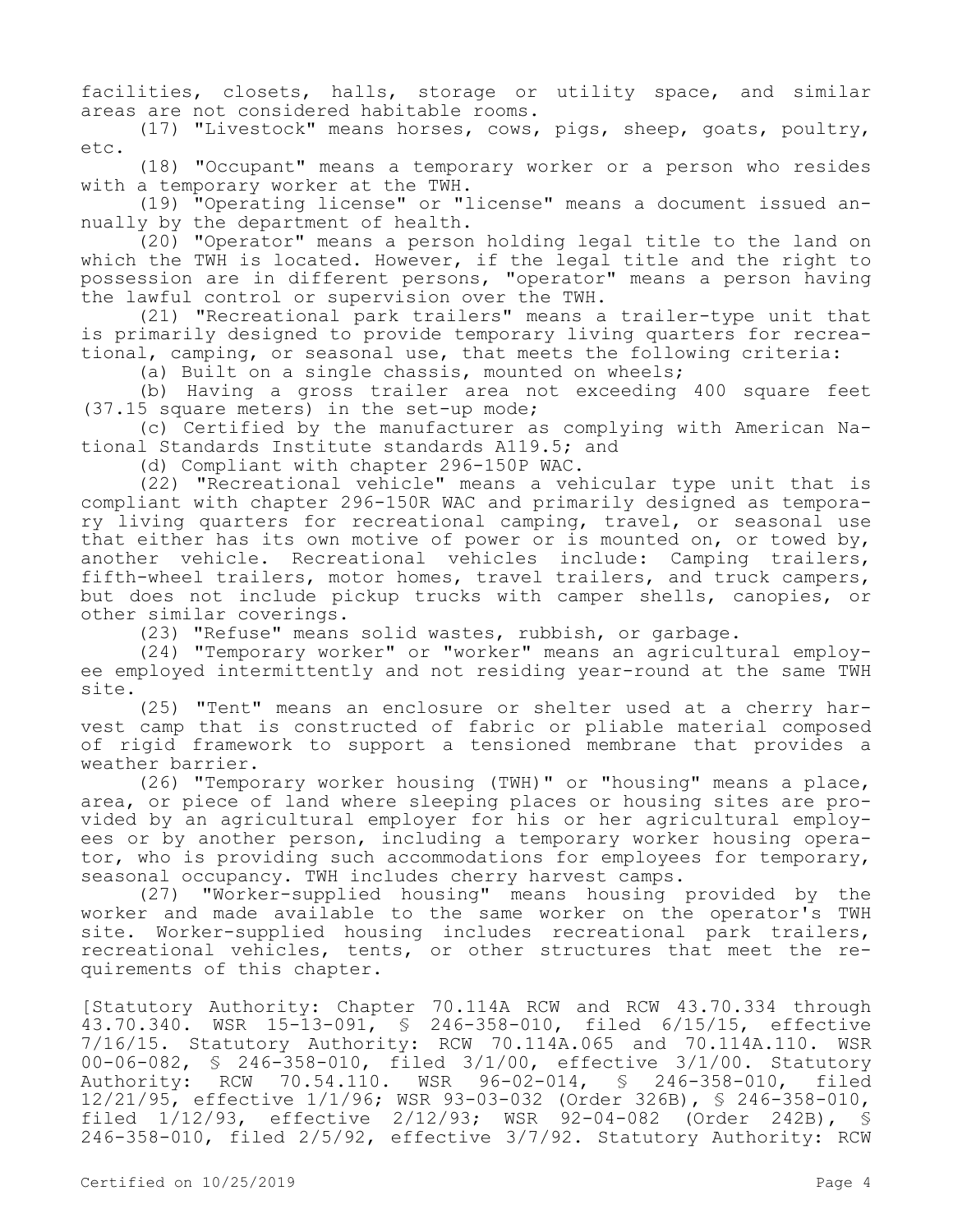facilities, closets, halls, storage or utility space, and similar areas are not considered habitable rooms.

(17) "Livestock" means horses, cows, pigs, sheep, goats, poultry, etc.

(18) "Occupant" means a temporary worker or a person who resides with a temporary worker at the TWH.

(19) "Operating license" or "license" means a document issued annually by the department of health.

(20) "Operator" means a person holding legal title to the land on which the TWH is located. However, if the legal title and the right to possession are in different persons, "operator" means a person having the lawful control or supervision over the TWH.

(21) "Recreational park trailers" means a trailer-type unit that is primarily designed to provide temporary living quarters for recreational, camping, or seasonal use, that meets the following criteria:

(a) Built on a single chassis, mounted on wheels;

(b) Having a gross trailer area not exceeding 400 square feet (37.15 square meters) in the set-up mode;

(c) Certified by the manufacturer as complying with American National Standards Institute standards A119.5; and

(d) Compliant with chapter 296-150P WAC.

(22) "Recreational vehicle" means a vehicular type unit that is compliant with chapter 296-150R WAC and primarily designed as temporary living quarters for recreational camping, travel, or seasonal use that either has its own motive of power or is mounted on, or towed by, another vehicle. Recreational vehicles include: Camping trailers, fifth-wheel trailers, motor homes, travel trailers, and truck campers, but does not include pickup trucks with camper shells, canopies, or other similar coverings.

(23) "Refuse" means solid wastes, rubbish, or garbage.

(24) "Temporary worker" or "worker" means an agricultural employee employed intermittently and not residing year-round at the same TWH site.

(25) "Tent" means an enclosure or shelter used at a cherry harvest camp that is constructed of fabric or pliable material composed of rigid framework to support a tensioned membrane that provides a weather barrier.

(26) "Temporary worker housing (TWH)" or "housing" means a place, area, or piece of land where sleeping places or housing sites are provided by an agricultural employer for his or her agricultural employees or by another person, including a temporary worker housing operator, who is providing such accommodations for employees for temporary, seasonal occupancy. TWH includes cherry harvest camps.

(27) "Worker-supplied housing" means housing provided by the worker and made available to the same worker on the operator's TWH site. Worker-supplied housing includes recreational park trailers, recreational vehicles, tents, or other structures that meet the requirements of this chapter.

[Statutory Authority: Chapter 70.114A RCW and RCW 43.70.334 through 43.70.340. WSR 15-13-091, § 246-358-010, filed 6/15/15, effective 7/16/15. Statutory Authority: RCW 70.114A.065 and 70.114A.110. WSR 00-06-082, § 246-358-010, filed 3/1/00, effective 3/1/00. Statutory Authority: RCW 70.54.110. WSR 96-02-014, § 246-358-010, filed 12/21/95, effective 1/1/96; WSR 93-03-032 (Order 326B), § 246-358-010, filed 1/12/93, effective 2/12/93; WSR 92-04-082 (Order 242B), § 246-358-010, filed 2/5/92, effective 3/7/92. Statutory Authority: RCW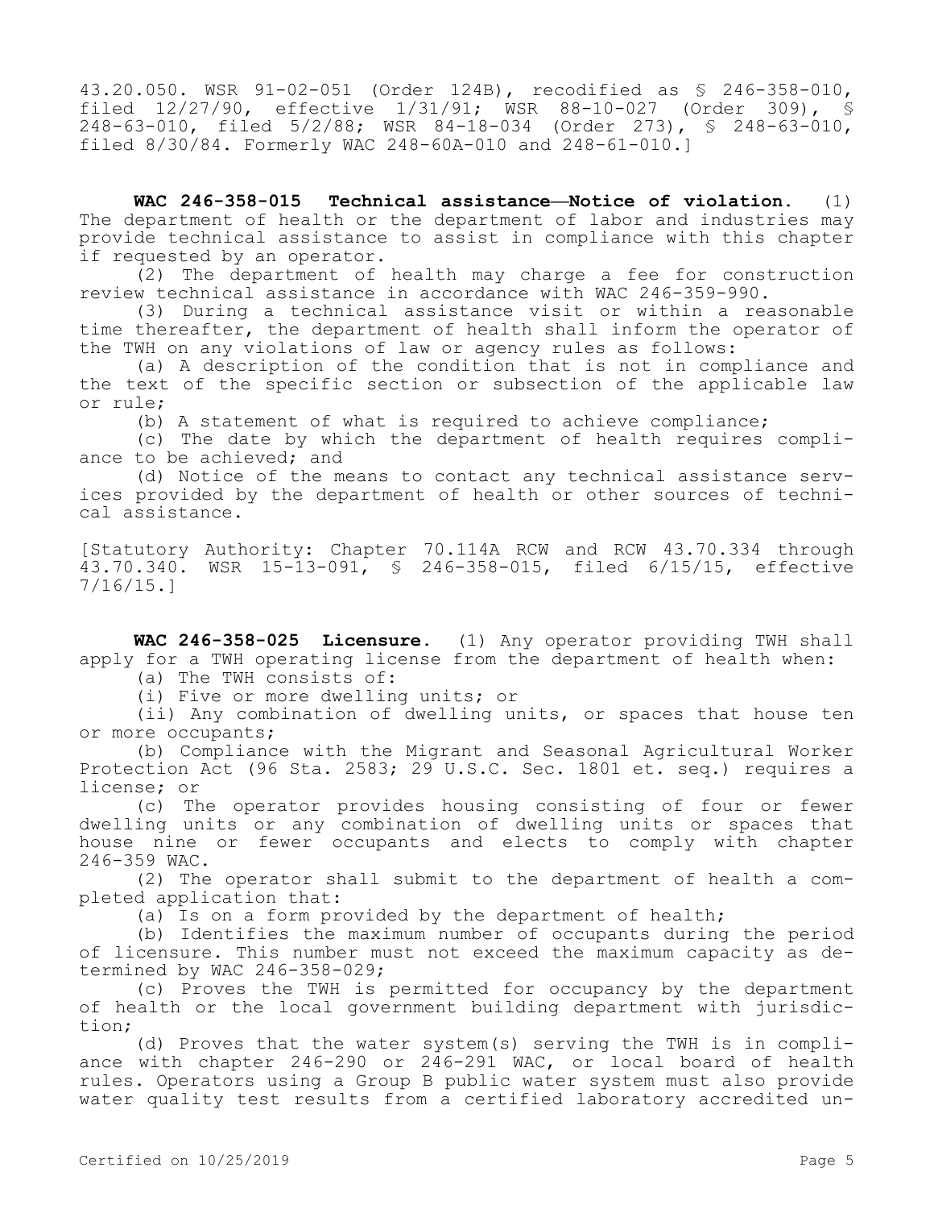43.20.050. WSR 91-02-051 (Order 124B), recodified as § 246-358-010, filed 12/27/90, effective 1/31/91; WSR 88-10-027 (Order 309), § 248-63-010, filed 5/2/88; WSR 84-18-034 (Order 273), § 248-63-010, filed 8/30/84. Formerly WAC 248-60A-010 and 248-61-010.]

**WAC 246-358-015 Technical assistance—Notice of violation.** (1) The department of health or the department of labor and industries may provide technical assistance to assist in compliance with this chapter if requested by an operator.

(2) The department of health may charge a fee for construction review technical assistance in accordance with WAC 246-359-990.

(3) During a technical assistance visit or within a reasonable time thereafter, the department of health shall inform the operator of the TWH on any violations of law or agency rules as follows:

(a) A description of the condition that is not in compliance and the text of the specific section or subsection of the applicable law or rule;

(b) A statement of what is required to achieve compliance;

(c) The date by which the department of health requires compliance to be achieved; and

(d) Notice of the means to contact any technical assistance services provided by the department of health or other sources of technical assistance.

[Statutory Authority: Chapter 70.114A RCW and RCW 43.70.334 through 43.70.340. WSR 15-13-091, § 246-358-015, filed 6/15/15, effective 7/16/15.]

**WAC 246-358-025 Licensure.** (1) Any operator providing TWH shall apply for a TWH operating license from the department of health when:

(a) The TWH consists of:

(i) Five or more dwelling units; or

(ii) Any combination of dwelling units, or spaces that house ten or more occupants;

(b) Compliance with the Migrant and Seasonal Agricultural Worker Protection Act (96 Sta. 2583; 29 U.S.C. Sec. 1801 et. seq.) requires a license; or

(c) The operator provides housing consisting of four or fewer dwelling units or any combination of dwelling units or spaces that house nine or fewer occupants and elects to comply with chapter 246-359 WAC.

(2) The operator shall submit to the department of health a completed application that:

(a) Is on a form provided by the department of health;

(b) Identifies the maximum number of occupants during the period of licensure. This number must not exceed the maximum capacity as determined by WAC 246-358-029;

(c) Proves the TWH is permitted for occupancy by the department of health or the local government building department with jurisdiction;

(d) Proves that the water system(s) serving the TWH is in compliance with chapter 246-290 or 246-291 WAC, or local board of health rules. Operators using a Group B public water system must also provide water quality test results from a certified laboratory accredited un-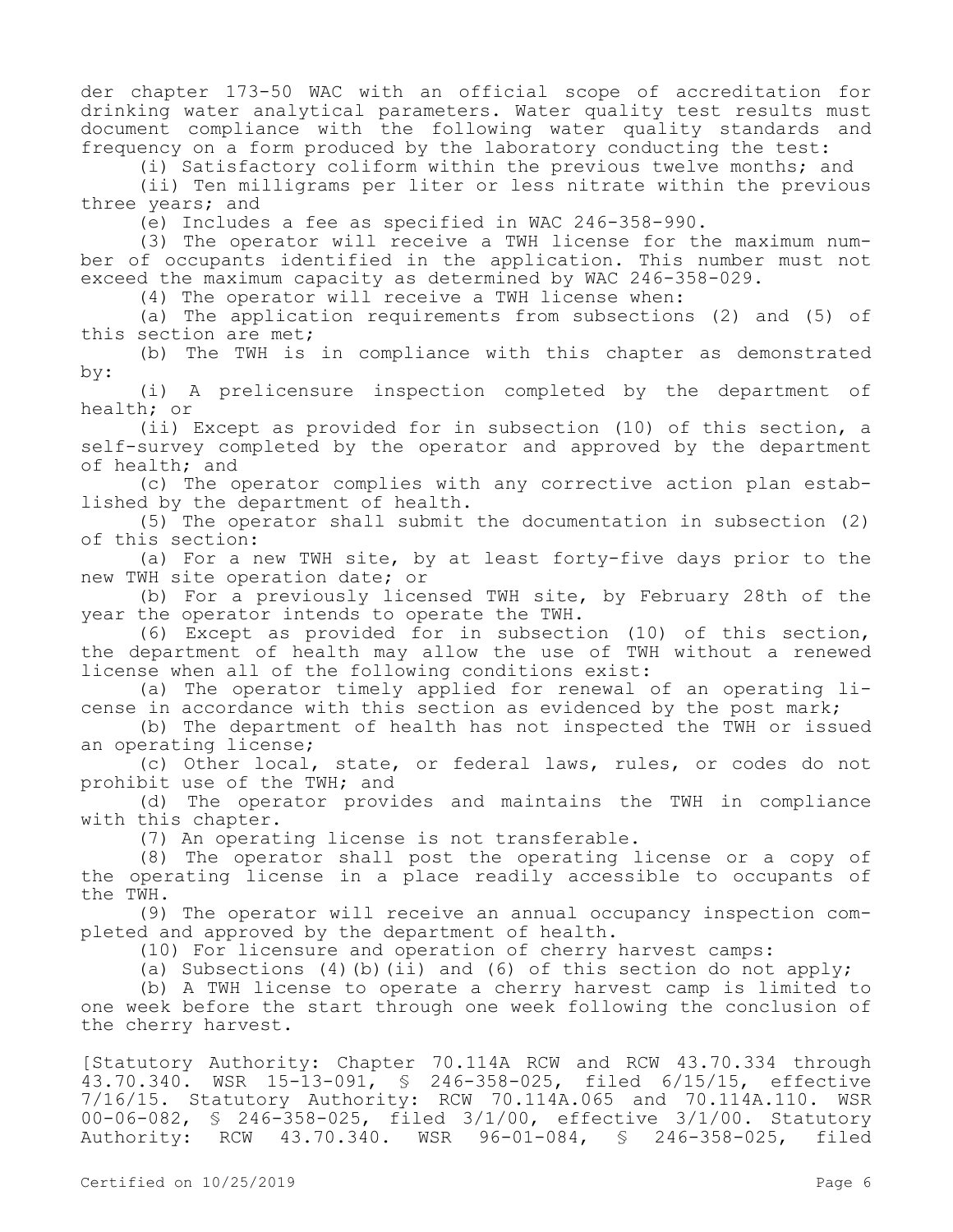der chapter 173-50 WAC with an official scope of accreditation for drinking water analytical parameters. Water quality test results must document compliance with the following water quality standards and frequency on a form produced by the laboratory conducting the test:

(i) Satisfactory coliform within the previous twelve months; and

(ii) Ten milligrams per liter or less nitrate within the previous three years; and

(e) Includes a fee as specified in WAC 246-358-990.

(3) The operator will receive a TWH license for the maximum number of occupants identified in the application. This number must not exceed the maximum capacity as determined by WAC 246-358-029.

(4) The operator will receive a TWH license when:

(a) The application requirements from subsections (2) and (5) of this section are met;

(b) The TWH is in compliance with this chapter as demonstrated by:

(i) A prelicensure inspection completed by the department of health; or

(ii) Except as provided for in subsection (10) of this section, a self-survey completed by the operator and approved by the department of health; and

(c) The operator complies with any corrective action plan established by the department of health.

(5) The operator shall submit the documentation in subsection (2) of this section:

(a) For a new TWH site, by at least forty-five days prior to the new TWH site operation date; or

(b) For a previously licensed TWH site, by February 28th of the year the operator intends to operate the TWH.

(6) Except as provided for in subsection (10) of this section, the department of health may allow the use of TWH without a renewed license when all of the following conditions exist:

(a) The operator timely applied for renewal of an operating license in accordance with this section as evidenced by the post mark;

(b) The department of health has not inspected the TWH or issued an operating license;

(c) Other local, state, or federal laws, rules, or codes do not prohibit use of the TWH; and

(d) The operator provides and maintains the TWH in compliance with this chapter.

(7) An operating license is not transferable.

(8) The operator shall post the operating license or a copy of the operating license in a place readily accessible to occupants of the TWH.

(9) The operator will receive an annual occupancy inspection completed and approved by the department of health.

(10) For licensure and operation of cherry harvest camps:

(a) Subsections (4)(b)(ii) and (6) of this section do not apply;

(b) A TWH license to operate a cherry harvest camp is limited to one week before the start through one week following the conclusion of the cherry harvest.

[Statutory Authority: Chapter 70.114A RCW and RCW 43.70.334 through 43.70.340. WSR 15-13-091, § 246-358-025, filed 6/15/15, effective 7/16/15. Statutory Authority: RCW 70.114A.065 and 70.114A.110. WSR 00-06-082, § 246-358-025, filed 3/1/00, effective 3/1/00. Statutory Authority: RCW 43.70.340. WSR 96-01-084, § 246-358-025, filed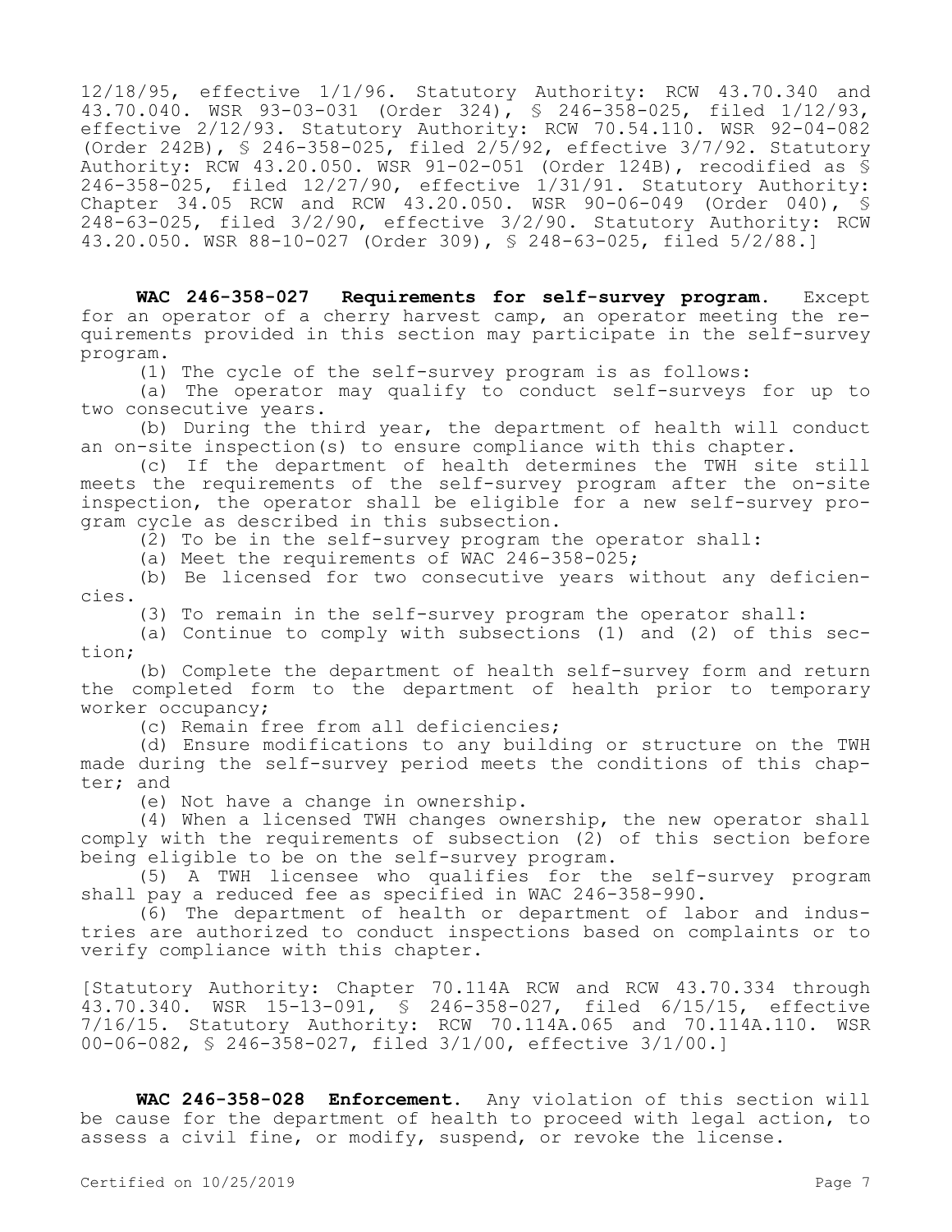12/18/95, effective 1/1/96. Statutory Authority: RCW 43.70.340 and 43.70.040. WSR 93-03-031 (Order 324), § 246-358-025, filed 1/12/93, effective 2/12/93. Statutory Authority: RCW 70.54.110. WSR 92-04-082 (Order 242B), § 246-358-025, filed 2/5/92, effective 3/7/92. Statutory Authority: RCW 43.20.050. WSR 91-02-051 (Order 124B), recodified as § 246-358-025, filed 12/27/90, effective 1/31/91. Statutory Authority: Chapter 34.05 RCW and RCW 43.20.050. WSR 90-06-049 (Order 040), § 248-63-025, filed 3/2/90, effective 3/2/90. Statutory Authority: RCW 43.20.050. WSR 88-10-027 (Order 309), § 248-63-025, filed 5/2/88.]

**WAC 246-358-027 Requirements for self-survey program.** Except for an operator of a cherry harvest camp, an operator meeting the requirements provided in this section may participate in the self-survey program.

(1) The cycle of the self-survey program is as follows:

(a) The operator may qualify to conduct self-surveys for up to two consecutive years.

(b) During the third year, the department of health will conduct an on-site inspection(s) to ensure compliance with this chapter.

(c) If the department of health determines the TWH site still meets the requirements of the self-survey program after the on-site inspection, the operator shall be eligible for a new self-survey program cycle as described in this subsection.

(2) To be in the self-survey program the operator shall:

(a) Meet the requirements of WAC 246-358-025;

(b) Be licensed for two consecutive years without any deficiencies.

(3) To remain in the self-survey program the operator shall:

(a) Continue to comply with subsections (1) and (2) of this section;

(b) Complete the department of health self-survey form and return the completed form to the department of health prior to temporary worker occupancy;

(c) Remain free from all deficiencies;

(d) Ensure modifications to any building or structure on the TWH made during the self-survey period meets the conditions of this chapter; and

(e) Not have a change in ownership.

(4) When a licensed TWH changes ownership, the new operator shall comply with the requirements of subsection (2) of this section before being eligible to be on the self-survey program.

(5) A TWH licensee who qualifies for the self-survey program shall pay a reduced fee as specified in WAC 246-358-990.

(6) The department of health or department of labor and industries are authorized to conduct inspections based on complaints or to verify compliance with this chapter.

[Statutory Authority: Chapter 70.114A RCW and RCW 43.70.334 through 43.70.340. WSR 15-13-091, § 246-358-027, filed 6/15/15, effective 7/16/15. Statutory Authority: RCW 70.114A.065 and 70.114A.110. WSR 00-06-082, § 246-358-027, filed 3/1/00, effective 3/1/00.]

**WAC 246-358-028 Enforcement.** Any violation of this section will be cause for the department of health to proceed with legal action, to assess a civil fine, or modify, suspend, or revoke the license.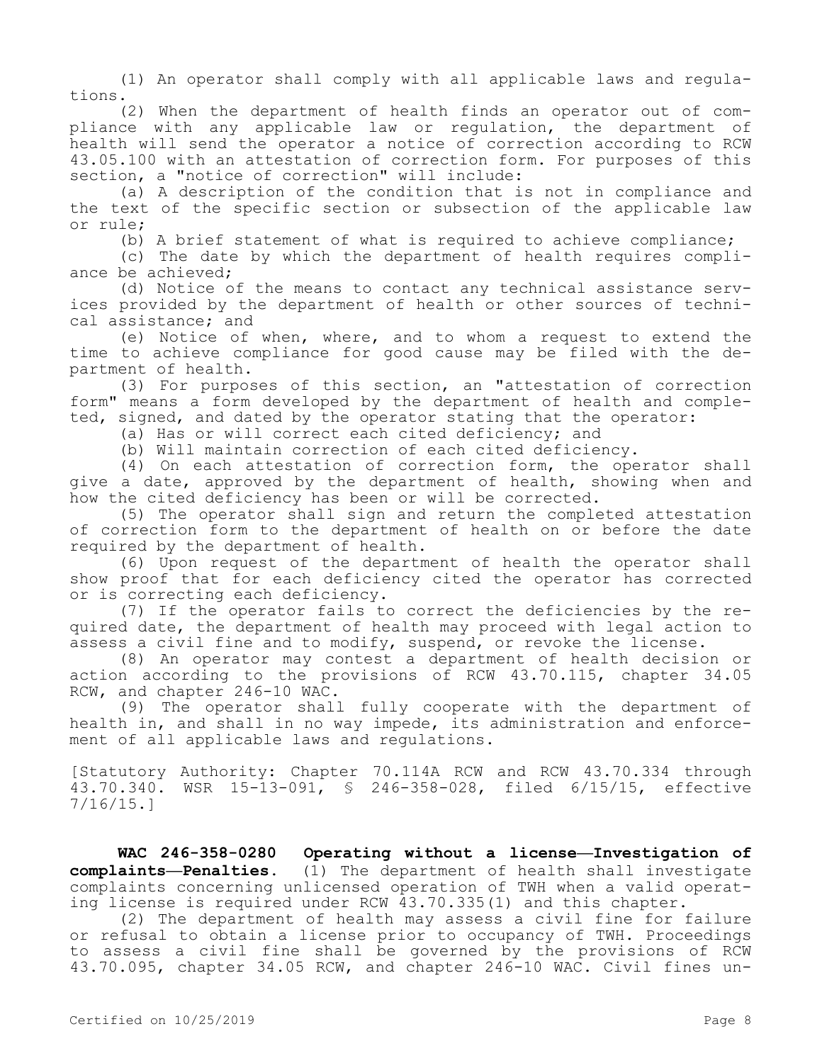(1) An operator shall comply with all applicable laws and regulations.

(2) When the department of health finds an operator out of compliance with any applicable law or regulation, the department of health will send the operator a notice of correction according to RCW 43.05.100 with an attestation of correction form. For purposes of this section, a "notice of correction" will include:

(a) A description of the condition that is not in compliance and the text of the specific section or subsection of the applicable law or rule;

(b) A brief statement of what is required to achieve compliance;

(c) The date by which the department of health requires compliance be achieved;

(d) Notice of the means to contact any technical assistance services provided by the department of health or other sources of technical assistance; and

(e) Notice of when, where, and to whom a request to extend the time to achieve compliance for good cause may be filed with the department of health.

(3) For purposes of this section, an "attestation of correction form" means a form developed by the department of health and completed, signed, and dated by the operator stating that the operator:

(a) Has or will correct each cited deficiency; and

(b) Will maintain correction of each cited deficiency.

(4) On each attestation of correction form, the operator shall give a date, approved by the department of health, showing when and how the cited deficiency has been or will be corrected.

(5) The operator shall sign and return the completed attestation of correction form to the department of health on or before the date required by the department of health.

(6) Upon request of the department of health the operator shall show proof that for each deficiency cited the operator has corrected or is correcting each deficiency.

(7) If the operator fails to correct the deficiencies by the required date, the department of health may proceed with legal action to assess a civil fine and to modify, suspend, or revoke the license.

(8) An operator may contest a department of health decision or action according to the provisions of RCW 43.70.115, chapter 34.05 RCW, and chapter 246-10 WAC.

(9) The operator shall fully cooperate with the department of health in, and shall in no way impede, its administration and enforcement of all applicable laws and regulations.

[Statutory Authority: Chapter 70.114A RCW and RCW 43.70.334 through 43.70.340. WSR 15-13-091, § 246-358-028, filed 6/15/15, effective 7/16/15.]

**WAC 246-358-0280 Operating without a license—Investigation of complaints—Penalties.** (1) The department of health shall investigate complaints concerning unlicensed operation of TWH when a valid operating license is required under RCW 43.70.335(1) and this chapter.

(2) The department of health may assess a civil fine for failure or refusal to obtain a license prior to occupancy of TWH. Proceedings to assess a civil fine shall be governed by the provisions of RCW 43.70.095, chapter 34.05 RCW, and chapter 246-10 WAC. Civil fines un-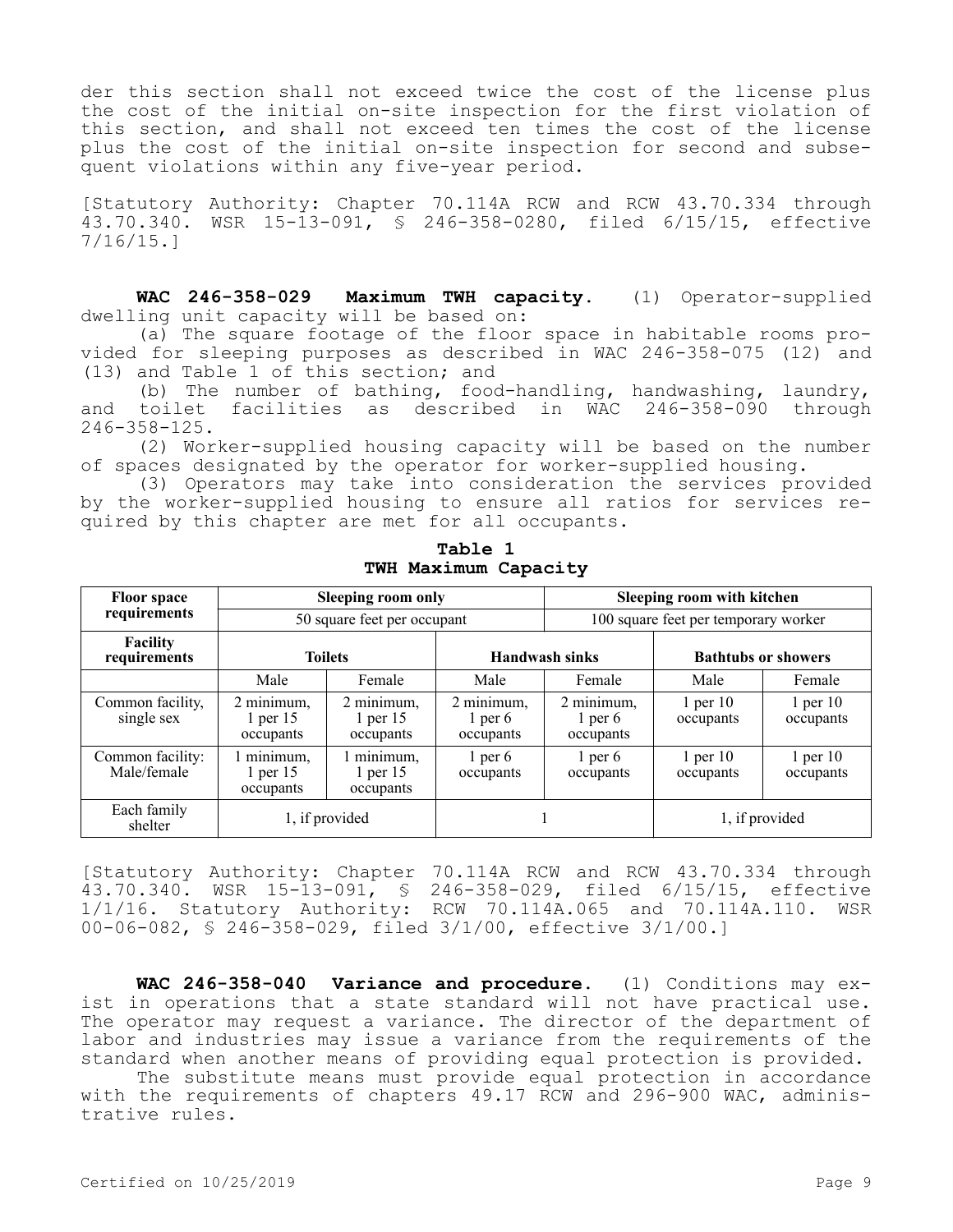der this section shall not exceed twice the cost of the license plus the cost of the initial on-site inspection for the first violation of this section, and shall not exceed ten times the cost of the license plus the cost of the initial on-site inspection for second and subsequent violations within any five-year period.

[Statutory Authority: Chapter 70.114A RCW and RCW 43.70.334 through 43.70.340. WSR 15-13-091, § 246-358-0280, filed 6/15/15, effective 7/16/15.]

**WAC 246-358-029 Maximum TWH capacity.** (1) Operator-supplied dwelling unit capacity will be based on:

(a) The square footage of the floor space in habitable rooms provided for sleeping purposes as described in WAC 246-358-075 (12) and (13) and Table 1 of this section; and

(b) The number of bathing, food-handling, handwashing, laundry, and toilet facilities as described in WAC 246-358-090 through 246-358-125.

(2) Worker-supplied housing capacity will be based on the number of spaces designated by the operator for worker-supplied housing.

(3) Operators may take into consideration the services provided by the worker-supplied housing to ensure all ratios for services required by this chapter are met for all occupants.

**Table 1**
**TWH Maximum Capacity**

| Floor space requirements | Sleeping room only | | | Sleeping room with kitchen | | |
|---|---|---|---|---|---|---|
| | 50 square feet per occupant | | | 100 square feet per temporary worker | | |
| **Facility requirements** | **Toilets** | | **Handwash sinks** | | **Bathtubs or showers** | |
| | Male | Female | Male | Female | Male | Female |
| Common facility, single sex | 2 minimum, 1 per 15 occupants | 2 minimum, 1 per 15 occupants | 2 minimum, 1 per 6 occupants | 2 minimum, 1 per 6 occupants | 1 per 10 occupants | 1 per 10 occupants |
| Common facility: Male/female | 1 minimum, 1 per 15 occupants | 1 minimum, 1 per 15 occupants | 1 per 6 occupants | 1 per 6 occupants | 1 per 10 occupants | 1 per 10 occupants |
| Each family shelter | 1, if provided | | 1 | | 1, if provided | |

[Statutory Authority: Chapter 70.114A RCW and RCW 43.70.334 through 43.70.340. WSR 15-13-091, § 246-358-029, filed 6/15/15, effective 1/1/16. Statutory Authority: RCW 70.114A.065 and 70.114A.110. WSR 00-06-082, § 246-358-029, filed 3/1/00, effective 3/1/00.]

**WAC 246-358-040 Variance and procedure.** (1) Conditions may exist in operations that a state standard will not have practical use. The operator may request a variance. The director of the department of labor and industries may issue a variance from the requirements of the standard when another means of providing equal protection is provided.

The substitute means must provide equal protection in accordance with the requirements of chapters 49.17 RCW and 296-900 WAC, administrative rules.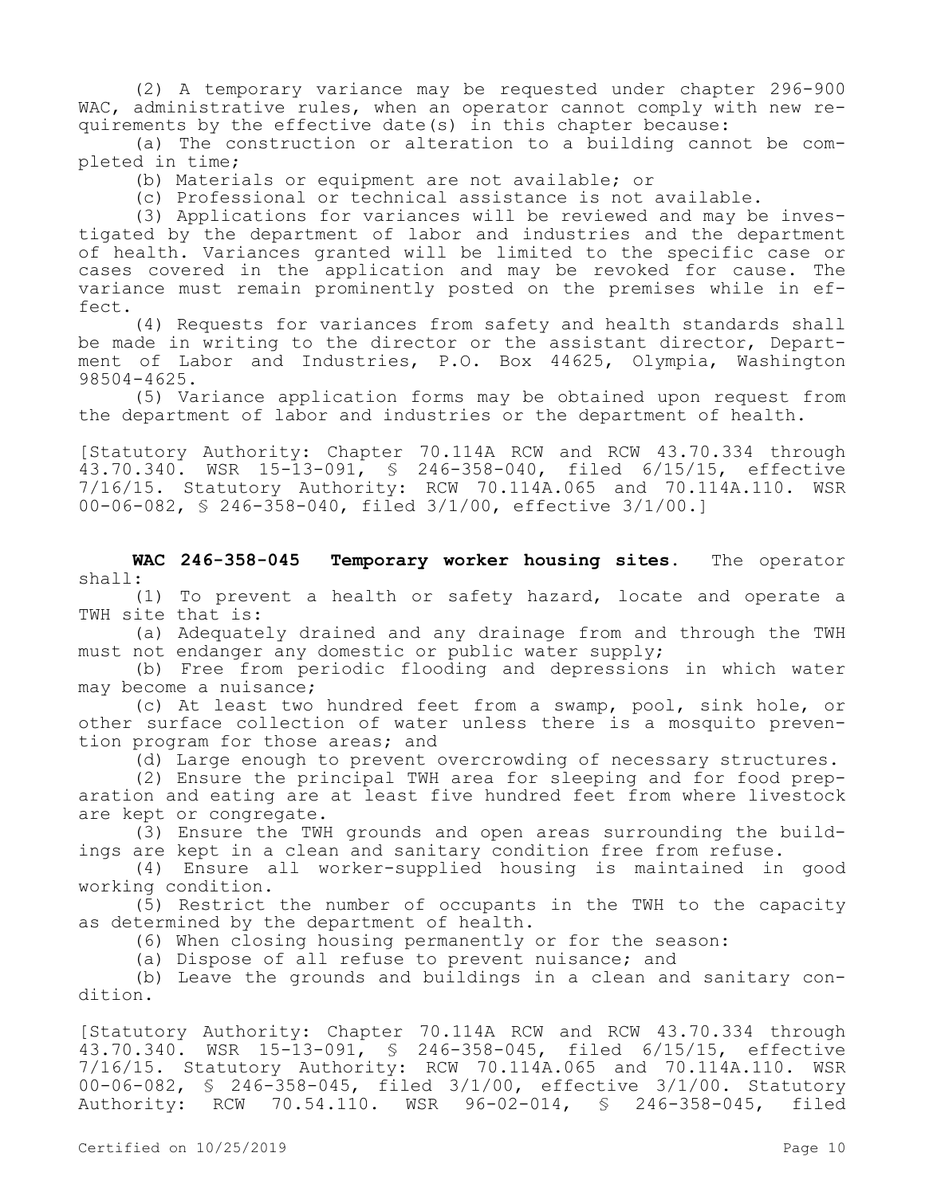(2) A temporary variance may be requested under chapter 296-900 WAC, administrative rules, when an operator cannot comply with new requirements by the effective date(s) in this chapter because:

(a) The construction or alteration to a building cannot be completed in time;

(b) Materials or equipment are not available; or

(c) Professional or technical assistance is not available.

(3) Applications for variances will be reviewed and may be investigated by the department of labor and industries and the department of health. Variances granted will be limited to the specific case or cases covered in the application and may be revoked for cause. The variance must remain prominently posted on the premises while in effect.

(4) Requests for variances from safety and health standards shall be made in writing to the director or the assistant director, Department of Labor and Industries, P.O. Box 44625, Olympia, Washington 98504-4625.

(5) Variance application forms may be obtained upon request from the department of labor and industries or the department of health.

[Statutory Authority: Chapter 70.114A RCW and RCW 43.70.334 through 43.70.340. WSR 15-13-091, § 246-358-040, filed 6/15/15, effective 7/16/15. Statutory Authority: RCW 70.114A.065 and 70.114A.110. WSR 00-06-082, § 246-358-040, filed 3/1/00, effective 3/1/00.]

**WAC 246-358-045 Temporary worker housing sites.** The operator shall:

(1) To prevent a health or safety hazard, locate and operate a TWH site that is:

(a) Adequately drained and any drainage from and through the TWH must not endanger any domestic or public water supply;

(b) Free from periodic flooding and depressions in which water may become a nuisance;

(c) At least two hundred feet from a swamp, pool, sink hole, or other surface collection of water unless there is a mosquito prevention program for those areas; and

(d) Large enough to prevent overcrowding of necessary structures.

(2) Ensure the principal TWH area for sleeping and for food preparation and eating are at least five hundred feet from where livestock are kept or congregate.

(3) Ensure the TWH grounds and open areas surrounding the buildings are kept in a clean and sanitary condition free from refuse.

(4) Ensure all worker-supplied housing is maintained in good working condition.

(5) Restrict the number of occupants in the TWH to the capacity as determined by the department of health.

(6) When closing housing permanently or for the season:

(a) Dispose of all refuse to prevent nuisance; and

(b) Leave the grounds and buildings in a clean and sanitary condition.

[Statutory Authority: Chapter 70.114A RCW and RCW 43.70.334 through 43.70.340. WSR 15-13-091, § 246-358-045, filed 6/15/15, effective 7/16/15. Statutory Authority: RCW 70.114A.065 and 70.114A.110. WSR 00-06-082, § 246-358-045, filed 3/1/00, effective 3/1/00. Statutory Authority: RCW 70.54.110. WSR 96-02-014, § 246-358-045, filed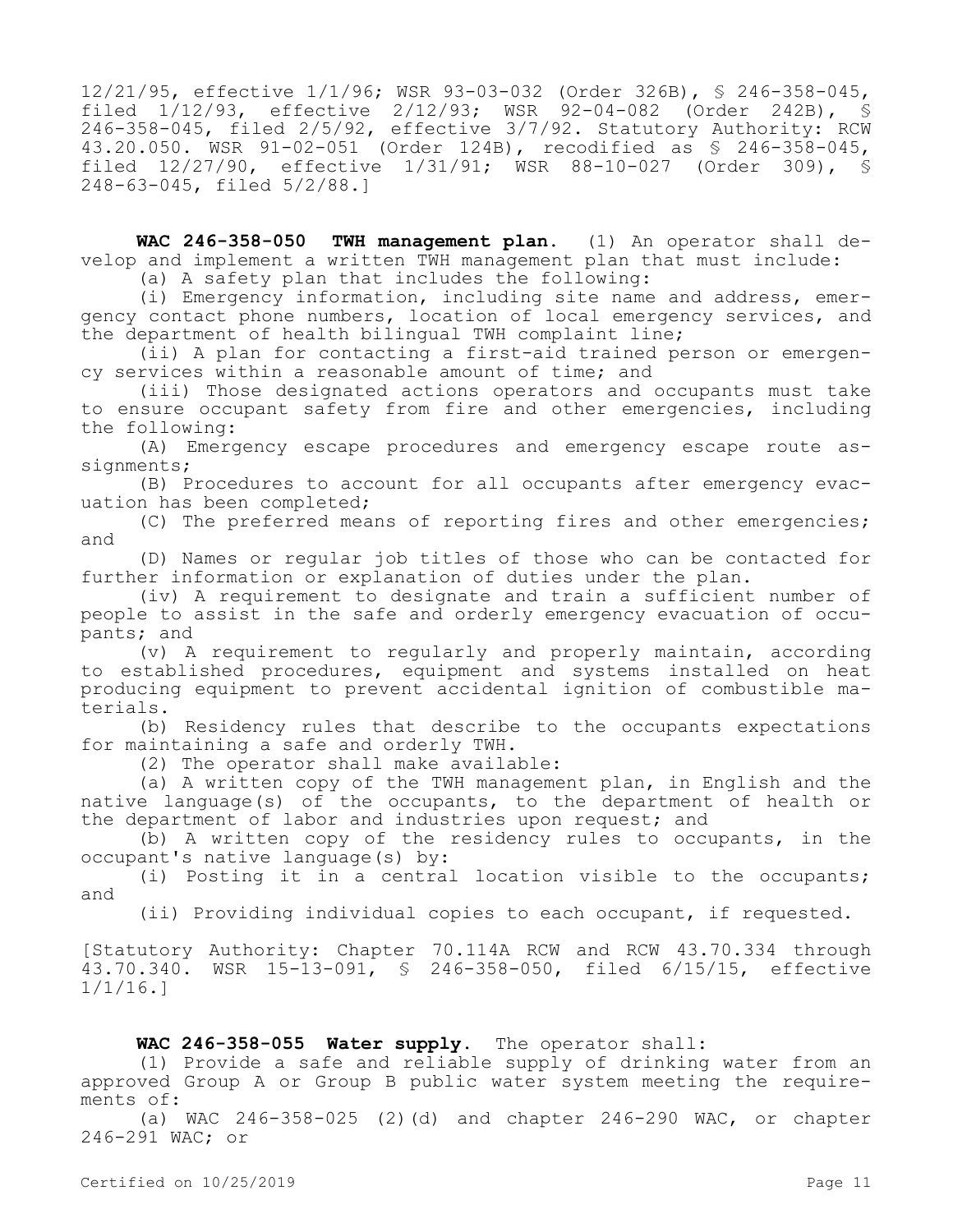12/21/95, effective 1/1/96; WSR 93-03-032 (Order 326B), § 246-358-045, filed 1/12/93, effective 2/12/93; WSR 92-04-082 (Order 242B), § 246-358-045, filed 2/5/92, effective 3/7/92. Statutory Authority: RCW 43.20.050. WSR 91-02-051 (Order 124B), recodified as § 246-358-045, filed 12/27/90, effective 1/31/91; WSR 88-10-027 (Order 309), § 248-63-045, filed 5/2/88.]

**WAC 246-358-050 TWH management plan.** (1) An operator shall develop and implement a written TWH management plan that must include:

(a) A safety plan that includes the following:

(i) Emergency information, including site name and address, emergency contact phone numbers, location of local emergency services, and the department of health bilingual TWH complaint line;

(ii) A plan for contacting a first-aid trained person or emergency services within a reasonable amount of time; and

(iii) Those designated actions operators and occupants must take to ensure occupant safety from fire and other emergencies, including the following:

(A) Emergency escape procedures and emergency escape route assignments;

(B) Procedures to account for all occupants after emergency evacuation has been completed;

(C) The preferred means of reporting fires and other emergencies; and

(D) Names or regular job titles of those who can be contacted for further information or explanation of duties under the plan.

(iv) A requirement to designate and train a sufficient number of people to assist in the safe and orderly emergency evacuation of occupants; and

(v) A requirement to regularly and properly maintain, according to established procedures, equipment and systems installed on heat producing equipment to prevent accidental ignition of combustible materials.

(b) Residency rules that describe to the occupants expectations for maintaining a safe and orderly TWH.

(2) The operator shall make available:

(a) A written copy of the TWH management plan, in English and the native language(s) of the occupants, to the department of health or the department of labor and industries upon request; and

(b) A written copy of the residency rules to occupants, in the occupant's native language(s) by:

(i) Posting it in a central location visible to the occupants; and

(ii) Providing individual copies to each occupant, if requested.

[Statutory Authority: Chapter 70.114A RCW and RCW 43.70.334 through 43.70.340. WSR 15-13-091, § 246-358-050, filed 6/15/15, effective 1/1/16.]

**WAC 246-358-055 Water supply.** The operator shall:

(1) Provide a safe and reliable supply of drinking water from an approved Group A or Group B public water system meeting the requirements of:

(a) WAC 246-358-025 (2)(d) and chapter 246-290 WAC, or chapter 246-291 WAC; or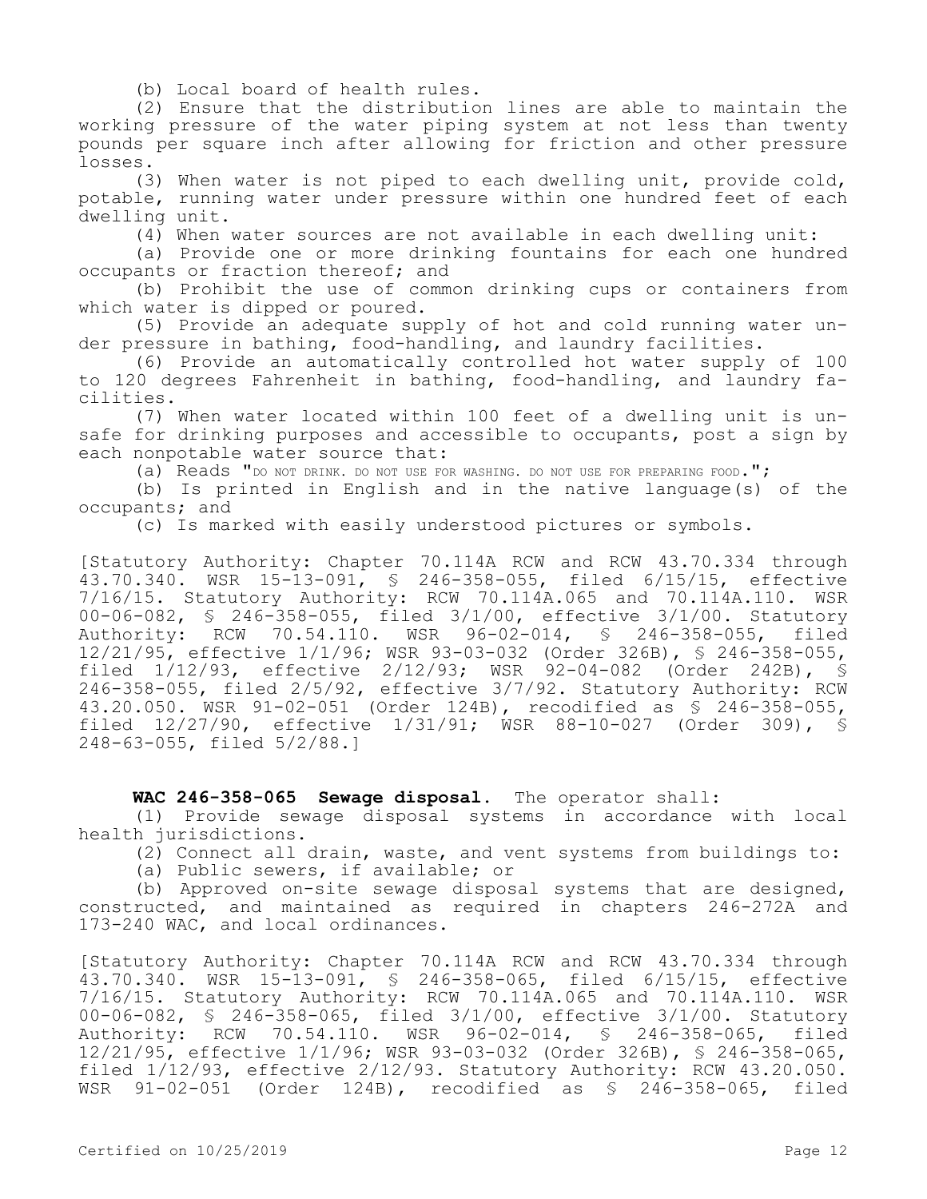(b) Local board of health rules.

(2) Ensure that the distribution lines are able to maintain the working pressure of the water piping system at not less than twenty pounds per square inch after allowing for friction and other pressure losses.

(3) When water is not piped to each dwelling unit, provide cold, potable, running water under pressure within one hundred feet of each dwelling unit.

(4) When water sources are not available in each dwelling unit:

(a) Provide one or more drinking fountains for each one hundred occupants or fraction thereof; and

(b) Prohibit the use of common drinking cups or containers from which water is dipped or poured.

(5) Provide an adequate supply of hot and cold running water under pressure in bathing, food-handling, and laundry facilities.

(6) Provide an automatically controlled hot water supply of 100 to 120 degrees Fahrenheit in bathing, food-handling, and laundry facilities.

(7) When water located within 100 feet of a dwelling unit is unsafe for drinking purposes and accessible to occupants, post a sign by each nonpotable water source that:

(a) Reads "DO NOT DRINK. DO NOT USE FOR WASHING. DO NOT USE FOR PREPARING FOOD.";

(b) Is printed in English and in the native language(s) of the occupants; and

(c) Is marked with easily understood pictures or symbols.

[Statutory Authority: Chapter 70.114A RCW and RCW 43.70.334 through 43.70.340. WSR 15-13-091, § 246-358-055, filed 6/15/15, effective 7/16/15. Statutory Authority: RCW 70.114A.065 and 70.114A.110. WSR 00-06-082, § 246-358-055, filed 3/1/00, effective 3/1/00. Statutory Authority: RCW 70.54.110. WSR 96-02-014, § 246-358-055, filed 12/21/95, effective 1/1/96; WSR 93-03-032 (Order 326B), § 246-358-055, filed 1/12/93, effective 2/12/93; WSR 92-04-082 (Order 242B), § 246-358-055, filed 2/5/92, effective 3/7/92. Statutory Authority: RCW 43.20.050. WSR 91-02-051 (Order 124B), recodified as § 246-358-055, filed 12/27/90, effective 1/31/91; WSR 88-10-027 (Order 309), § 248-63-055, filed 5/2/88.]

**WAC 246-358-065 Sewage disposal.** The operator shall:

(1) Provide sewage disposal systems in accordance with local health jurisdictions.

(2) Connect all drain, waste, and vent systems from buildings to:

(a) Public sewers, if available; or

(b) Approved on-site sewage disposal systems that are designed, constructed, and maintained as required in chapters 246-272A and 173-240 WAC, and local ordinances.

[Statutory Authority: Chapter 70.114A RCW and RCW 43.70.334 through 43.70.340. WSR 15-13-091, § 246-358-065, filed 6/15/15, effective 7/16/15. Statutory Authority: RCW 70.114A.065 and 70.114A.110. WSR 00-06-082, § 246-358-065, filed 3/1/00, effective 3/1/00. Statutory Authority: RCW 70.54.110. WSR 96-02-014, § 246-358-065, filed 12/21/95, effective 1/1/96; WSR 93-03-032 (Order 326B), § 246-358-065, filed 1/12/93, effective 2/12/93. Statutory Authority: RCW 43.20.050. WSR 91-02-051 (Order 124B), recodified as § 246-358-065, filed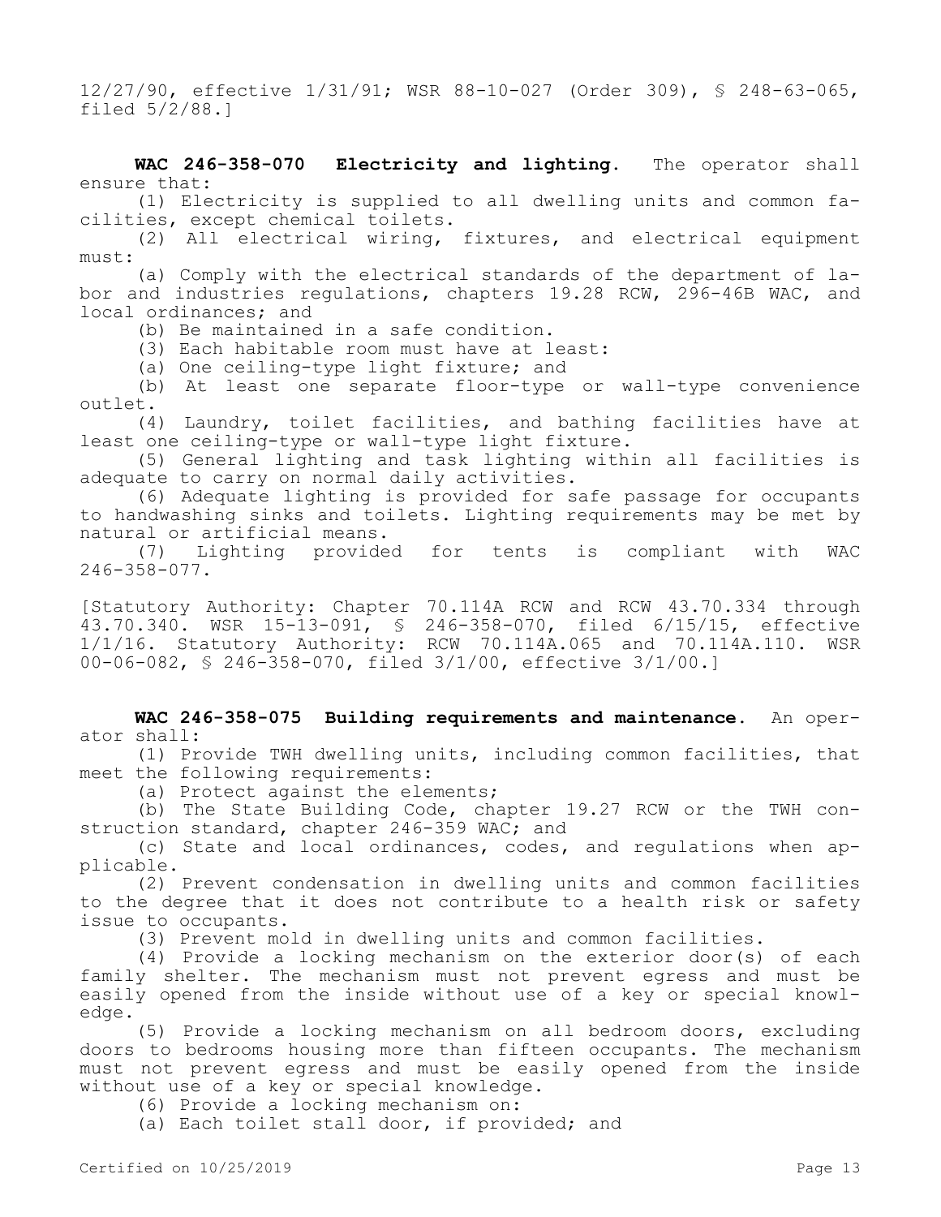12/27/90, effective 1/31/91; WSR 88-10-027 (Order 309), § 248-63-065, filed 5/2/88.]

**WAC 246-358-070 Electricity and lighting.** The operator shall ensure that:

(1) Electricity is supplied to all dwelling units and common facilities, except chemical toilets.

(2) All electrical wiring, fixtures, and electrical equipment must:

(a) Comply with the electrical standards of the department of labor and industries regulations, chapters 19.28 RCW, 296-46B WAC, and local ordinances; and

(b) Be maintained in a safe condition.

(3) Each habitable room must have at least:

(a) One ceiling-type light fixture; and

(b) At least one separate floor-type or wall-type convenience outlet.

(4) Laundry, toilet facilities, and bathing facilities have at least one ceiling-type or wall-type light fixture.

(5) General lighting and task lighting within all facilities is adequate to carry on normal daily activities.

(6) Adequate lighting is provided for safe passage for occupants to handwashing sinks and toilets. Lighting requirements may be met by natural or artificial means.

(7) Lighting provided for tents is compliant with WAC 246-358-077.

[Statutory Authority: Chapter 70.114A RCW and RCW 43.70.334 through 43.70.340. WSR 15-13-091, § 246-358-070, filed 6/15/15, effective 1/1/16. Statutory Authority: RCW 70.114A.065 and 70.114A.110. WSR 00-06-082, § 246-358-070, filed 3/1/00, effective 3/1/00.]

**WAC 246-358-075 Building requirements and maintenance.** An operator shall:

(1) Provide TWH dwelling units, including common facilities, that meet the following requirements:

(a) Protect against the elements;

(b) The State Building Code, chapter 19.27 RCW or the TWH construction standard, chapter 246-359 WAC; and

(c) State and local ordinances, codes, and regulations when applicable.

(2) Prevent condensation in dwelling units and common facilities to the degree that it does not contribute to a health risk or safety issue to occupants.

(3) Prevent mold in dwelling units and common facilities.

(4) Provide a locking mechanism on the exterior door(s) of each family shelter. The mechanism must not prevent egress and must be easily opened from the inside without use of a key or special knowledge.

(5) Provide a locking mechanism on all bedroom doors, excluding doors to bedrooms housing more than fifteen occupants. The mechanism must not prevent egress and must be easily opened from the inside without use of a key or special knowledge.

(6) Provide a locking mechanism on:

(a) Each toilet stall door, if provided; and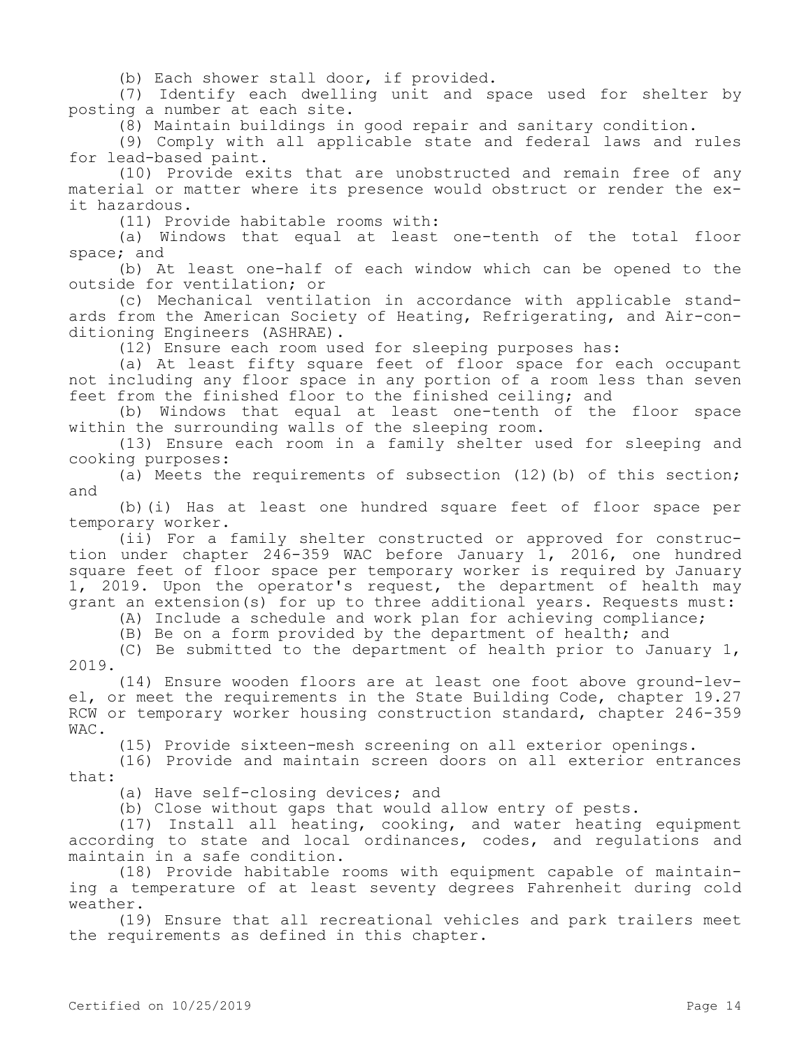(b) Each shower stall door, if provided.

(7) Identify each dwelling unit and space used for shelter by posting a number at each site.

(8) Maintain buildings in good repair and sanitary condition.

(9) Comply with all applicable state and federal laws and rules for lead-based paint.

(10) Provide exits that are unobstructed and remain free of any material or matter where its presence would obstruct or render the exit hazardous.

(11) Provide habitable rooms with:

(a) Windows that equal at least one-tenth of the total floor space; and

(b) At least one-half of each window which can be opened to the outside for ventilation; or

(c) Mechanical ventilation in accordance with applicable standards from the American Society of Heating, Refrigerating, and Air-conditioning Engineers (ASHRAE).

(12) Ensure each room used for sleeping purposes has:

(a) At least fifty square feet of floor space for each occupant not including any floor space in any portion of a room less than seven feet from the finished floor to the finished ceiling; and

(b) Windows that equal at least one-tenth of the floor space within the surrounding walls of the sleeping room.

(13) Ensure each room in a family shelter used for sleeping and cooking purposes:

(a) Meets the requirements of subsection (12)(b) of this section; and

(b)(i) Has at least one hundred square feet of floor space per temporary worker.

(ii) For a family shelter constructed or approved for construction under chapter 246-359 WAC before January 1, 2016, one hundred square feet of floor space per temporary worker is required by January 1, 2019. Upon the operator's request, the department of health may grant an extension(s) for up to three additional years. Requests must:

(A) Include a schedule and work plan for achieving compliance;

(B) Be on a form provided by the department of health; and

(C) Be submitted to the department of health prior to January 1, 2019.

(14) Ensure wooden floors are at least one foot above ground-level, or meet the requirements in the State Building Code, chapter 19.27 RCW or temporary worker housing construction standard, chapter 246-359 WAC.

(15) Provide sixteen-mesh screening on all exterior openings.

(16) Provide and maintain screen doors on all exterior entrances that:

(a) Have self-closing devices; and

(b) Close without gaps that would allow entry of pests.

(17) Install all heating, cooking, and water heating equipment according to state and local ordinances, codes, and regulations and maintain in a safe condition.

(18) Provide habitable rooms with equipment capable of maintaining a temperature of at least seventy degrees Fahrenheit during cold weather.

(19) Ensure that all recreational vehicles and park trailers meet the requirements as defined in this chapter.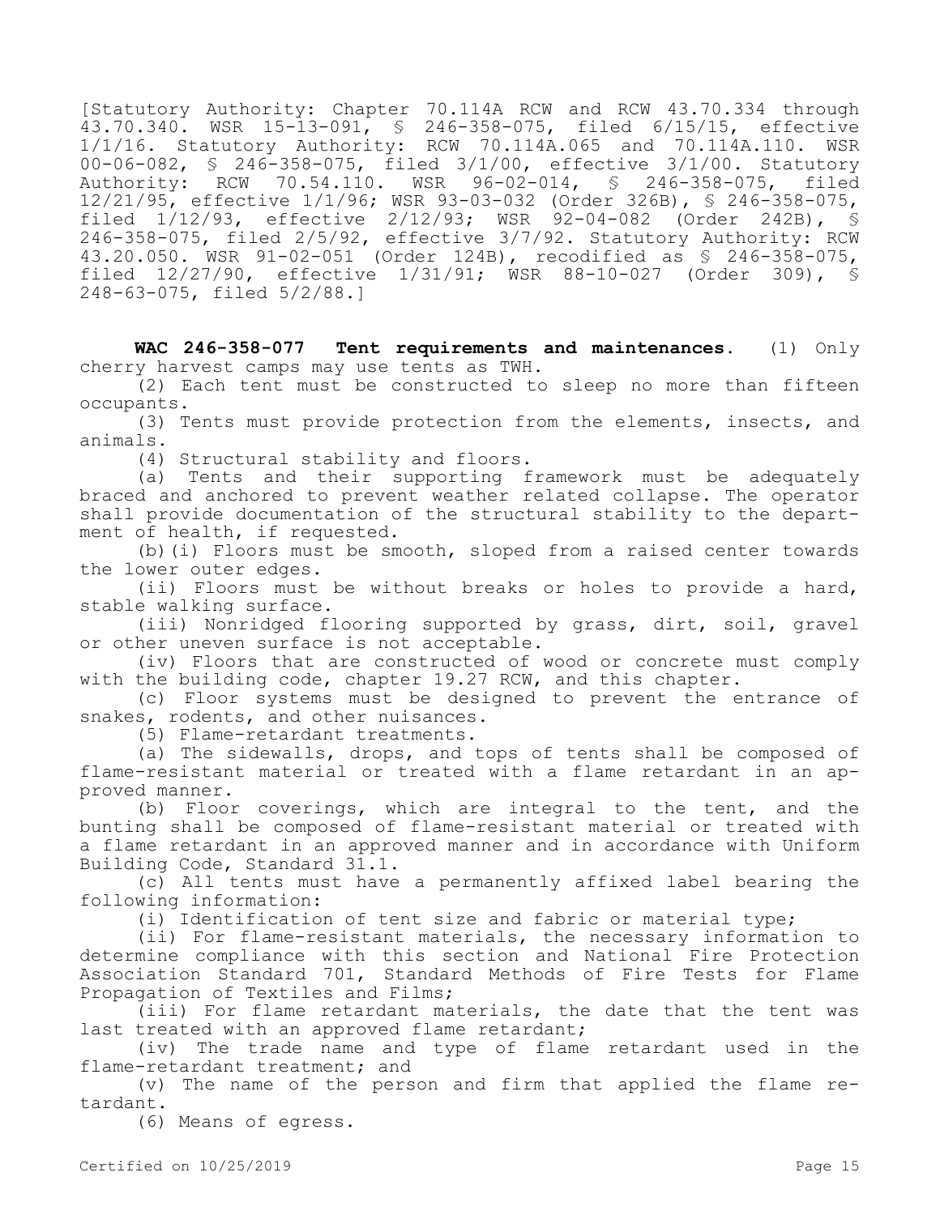[Statutory Authority: Chapter 70.114A RCW and RCW 43.70.334 through 43.70.340. WSR 15-13-091, § 246-358-075, filed 6/15/15, effective 1/1/16. Statutory Authority: RCW 70.114A.065 and 70.114A.110. WSR 00-06-082, § 246-358-075, filed 3/1/00, effective 3/1/00. Statutory Authority: RCW 70.54.110. WSR 96-02-014, § 246-358-075, filed 12/21/95, effective 1/1/96; WSR 93-03-032 (Order 326B), § 246-358-075, filed 1/12/93, effective 2/12/93; WSR 92-04-082 (Order 242B), § 246-358-075, filed 2/5/92, effective 3/7/92. Statutory Authority: RCW 43.20.050. WSR 91-02-051 (Order 124B), recodified as § 246-358-075, filed 12/27/90, effective 1/31/91; WSR 88-10-027 (Order 309), § 248-63-075, filed 5/2/88.]

**WAC 246-358-077 Tent requirements and maintenances.** (1) Only cherry harvest camps may use tents as TWH.

(2) Each tent must be constructed to sleep no more than fifteen occupants.

(3) Tents must provide protection from the elements, insects, and animals.

(4) Structural stability and floors.

(a) Tents and their supporting framework must be adequately braced and anchored to prevent weather related collapse. The operator shall provide documentation of the structural stability to the department of health, if requested.

(b)(i) Floors must be smooth, sloped from a raised center towards the lower outer edges.

(ii) Floors must be without breaks or holes to provide a hard, stable walking surface.

(iii) Nonridged flooring supported by grass, dirt, soil, gravel or other uneven surface is not acceptable.

(iv) Floors that are constructed of wood or concrete must comply with the building code, chapter 19.27 RCW, and this chapter.

(c) Floor systems must be designed to prevent the entrance of snakes, rodents, and other nuisances.

(5) Flame-retardant treatments.

(a) The sidewalls, drops, and tops of tents shall be composed of flame-resistant material or treated with a flame retardant in an approved manner.

(b) Floor coverings, which are integral to the tent, and the bunting shall be composed of flame-resistant material or treated with a flame retardant in an approved manner and in accordance with Uniform Building Code, Standard 31.1.

(c) All tents must have a permanently affixed label bearing the following information:

(i) Identification of tent size and fabric or material type;

(ii) For flame-resistant materials, the necessary information to determine compliance with this section and National Fire Protection Association Standard 701, Standard Methods of Fire Tests for Flame Propagation of Textiles and Films;

(iii) For flame retardant materials, the date that the tent was last treated with an approved flame retardant;

(iv) The trade name and type of flame retardant used in the flame-retardant treatment; and

(v) The name of the person and firm that applied the flame retardant.

(6) Means of egress.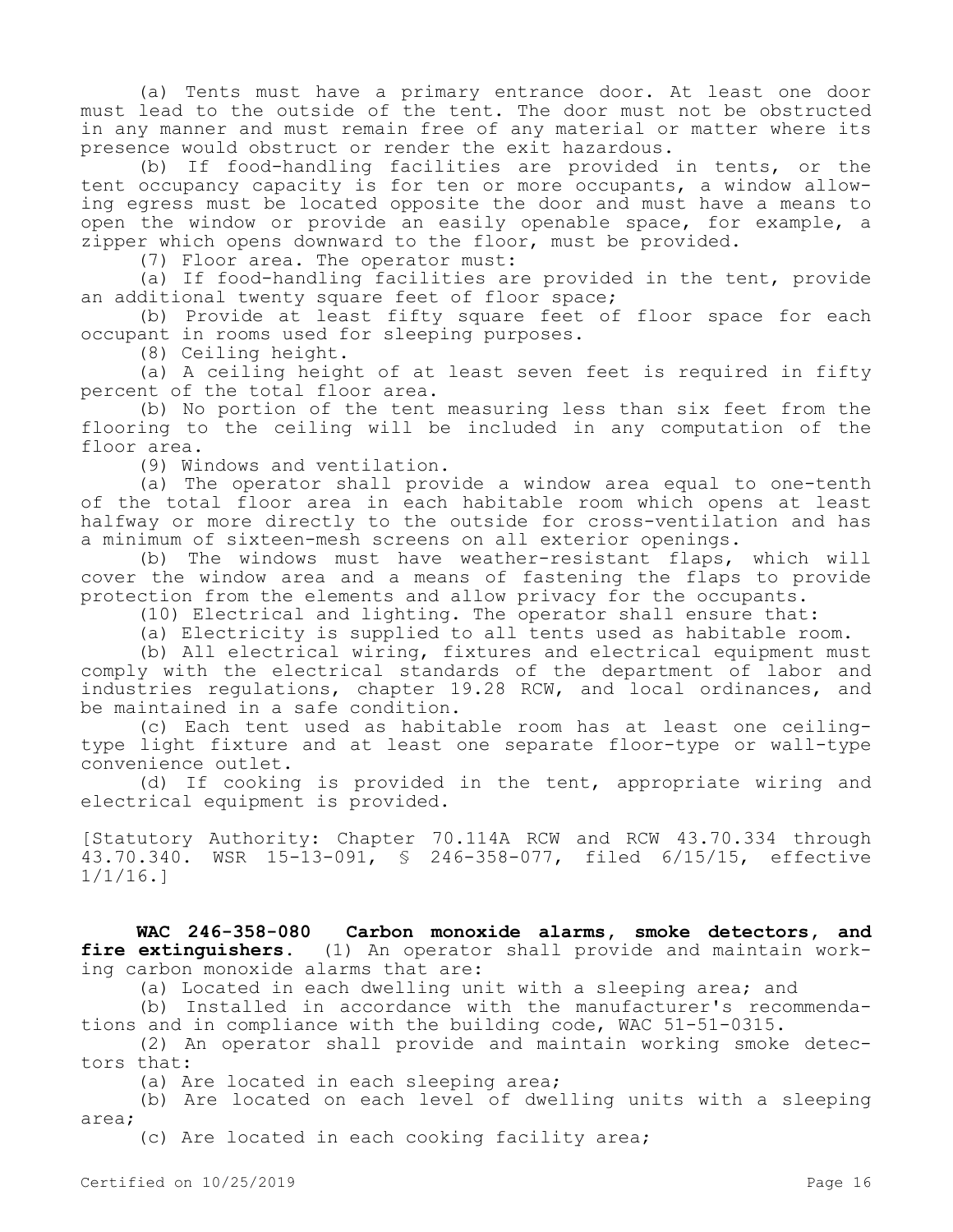(a) Tents must have a primary entrance door. At least one door must lead to the outside of the tent. The door must not be obstructed in any manner and must remain free of any material or matter where its presence would obstruct or render the exit hazardous.

(b) If food-handling facilities are provided in tents, or the tent occupancy capacity is for ten or more occupants, a window allowing egress must be located opposite the door and must have a means to open the window or provide an easily openable space, for example, a zipper which opens downward to the floor, must be provided.

(7) Floor area. The operator must:

(a) If food-handling facilities are provided in the tent, provide an additional twenty square feet of floor space;

(b) Provide at least fifty square feet of floor space for each occupant in rooms used for sleeping purposes.

(8) Ceiling height.

(a) A ceiling height of at least seven feet is required in fifty percent of the total floor area.

(b) No portion of the tent measuring less than six feet from the flooring to the ceiling will be included in any computation of the floor area.

(9) Windows and ventilation.

(a) The operator shall provide a window area equal to one-tenth of the total floor area in each habitable room which opens at least halfway or more directly to the outside for cross-ventilation and has a minimum of sixteen-mesh screens on all exterior openings.

(b) The windows must have weather-resistant flaps, which will cover the window area and a means of fastening the flaps to provide protection from the elements and allow privacy for the occupants.

(10) Electrical and lighting. The operator shall ensure that:

(a) Electricity is supplied to all tents used as habitable room.

(b) All electrical wiring, fixtures and electrical equipment must comply with the electrical standards of the department of labor and industries regulations, chapter 19.28 RCW, and local ordinances, and be maintained in a safe condition.

(c) Each tent used as habitable room has at least one ceiling-type light fixture and at least one separate floor-type or wall-type convenience outlet.

(d) If cooking is provided in the tent, appropriate wiring and electrical equipment is provided.

[Statutory Authority: Chapter 70.114A RCW and RCW 43.70.334 through 43.70.340. WSR 15-13-091, § 246-358-077, filed 6/15/15, effective 1/1/16.]

**WAC 246-358-080 Carbon monoxide alarms, smoke detectors, and fire extinguishers.** (1) An operator shall provide and maintain working carbon monoxide alarms that are:

(a) Located in each dwelling unit with a sleeping area; and

(b) Installed in accordance with the manufacturer's recommendations and in compliance with the building code, WAC 51-51-0315.

(2) An operator shall provide and maintain working smoke detectors that:

(a) Are located in each sleeping area;

(b) Are located on each level of dwelling units with a sleeping area;

(c) Are located in each cooking facility area;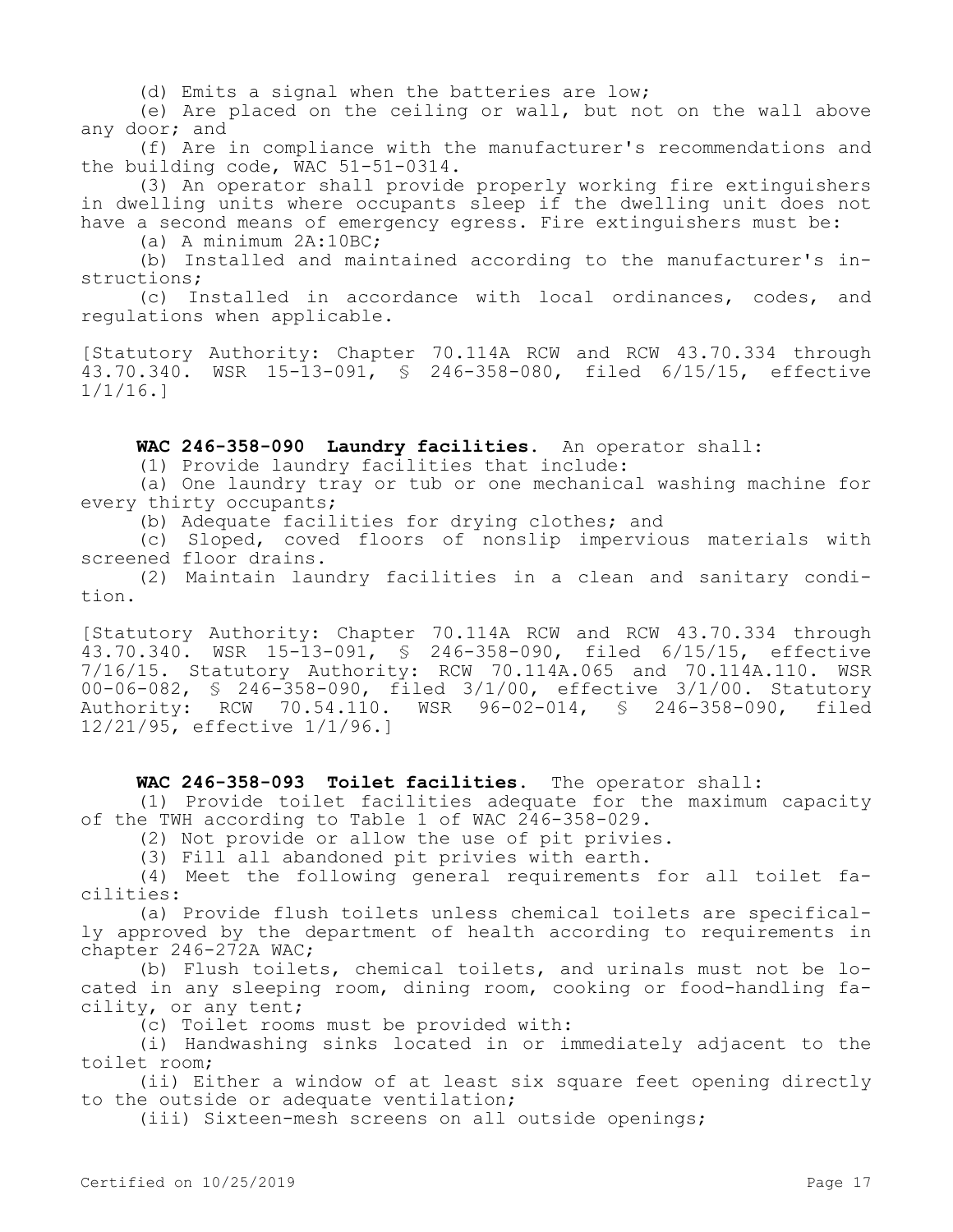(d) Emits a signal when the batteries are low;

(e) Are placed on the ceiling or wall, but not on the wall above any door; and

(f) Are in compliance with the manufacturer's recommendations and the building code, WAC 51-51-0314.

(3) An operator shall provide properly working fire extinguishers in dwelling units where occupants sleep if the dwelling unit does not have a second means of emergency egress. Fire extinguishers must be:

(a) A minimum 2A:10BC;

(b) Installed and maintained according to the manufacturer's instructions;

(c) Installed in accordance with local ordinances, codes, and regulations when applicable.

[Statutory Authority: Chapter 70.114A RCW and RCW 43.70.334 through 43.70.340. WSR 15-13-091, § 246-358-080, filed 6/15/15, effective 1/1/16.]

**WAC 246-358-090 Laundry facilities.** An operator shall:

(1) Provide laundry facilities that include:

(a) One laundry tray or tub or one mechanical washing machine for every thirty occupants;

(b) Adequate facilities for drying clothes; and

(c) Sloped, coved floors of nonslip impervious materials with screened floor drains.

(2) Maintain laundry facilities in a clean and sanitary condition.

[Statutory Authority: Chapter 70.114A RCW and RCW 43.70.334 through 43.70.340. WSR 15-13-091, § 246-358-090, filed 6/15/15, effective 7/16/15. Statutory Authority: RCW 70.114A.065 and 70.114A.110. WSR 00-06-082, § 246-358-090, filed 3/1/00, effective 3/1/00. Statutory Authority: RCW 70.54.110. WSR 96-02-014, § 246-358-090, filed 12/21/95, effective 1/1/96.]

**WAC 246-358-093 Toilet facilities.** The operator shall:

(1) Provide toilet facilities adequate for the maximum capacity of the TWH according to Table 1 of WAC 246-358-029.

(2) Not provide or allow the use of pit privies.

(3) Fill all abandoned pit privies with earth.

(4) Meet the following general requirements for all toilet facilities:

(a) Provide flush toilets unless chemical toilets are specifically approved by the department of health according to requirements in chapter 246-272A WAC;

(b) Flush toilets, chemical toilets, and urinals must not be located in any sleeping room, dining room, cooking or food-handling facility, or any tent;

(c) Toilet rooms must be provided with:

(i) Handwashing sinks located in or immediately adjacent to the toilet room;

(ii) Either a window of at least six square feet opening directly to the outside or adequate ventilation;

(iii) Sixteen-mesh screens on all outside openings;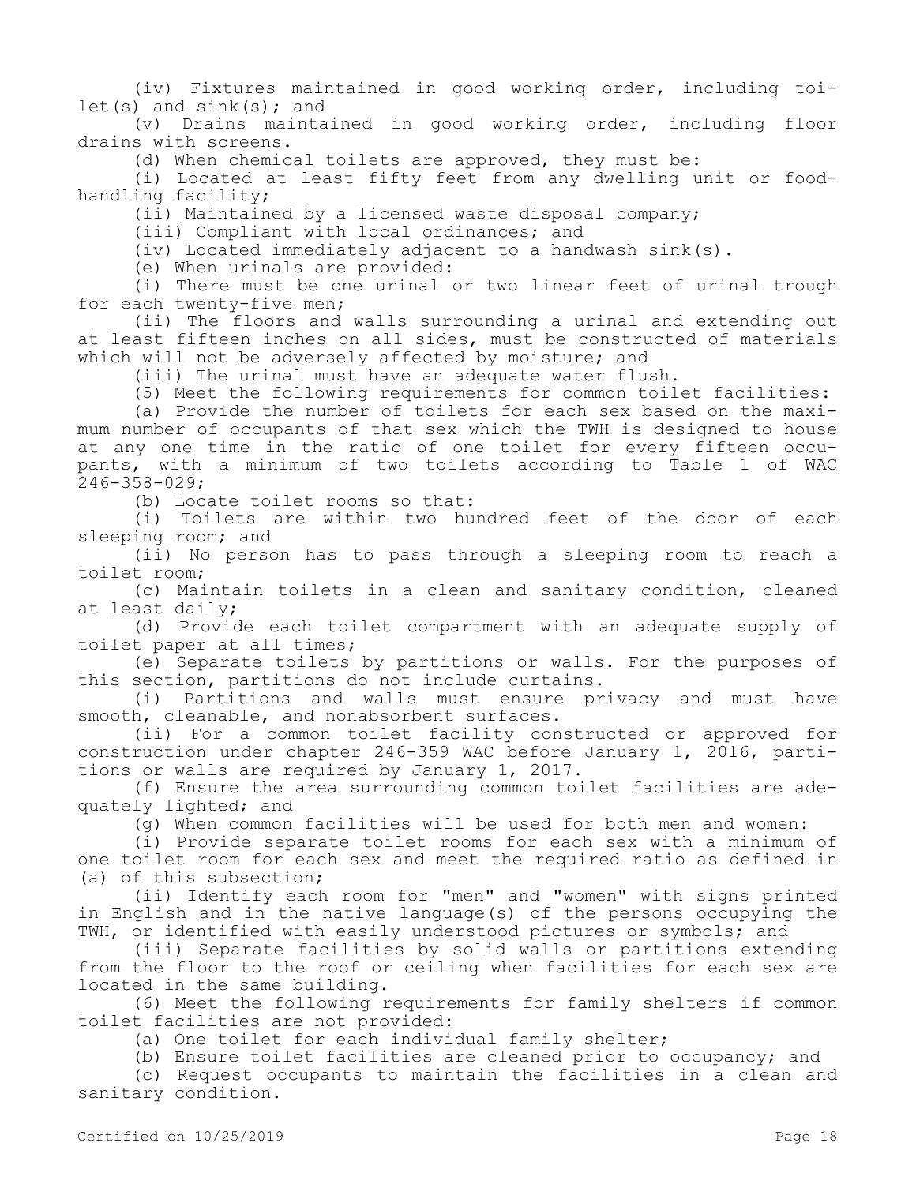(iv) Fixtures maintained in good working order, including toilet(s) and sink(s); and

(v) Drains maintained in good working order, including floor drains with screens.

(d) When chemical toilets are approved, they must be:

(i) Located at least fifty feet from any dwelling unit or food-handling facility;

(ii) Maintained by a licensed waste disposal company;

(iii) Compliant with local ordinances; and

(iv) Located immediately adjacent to a handwash sink(s).

(e) When urinals are provided:

(i) There must be one urinal or two linear feet of urinal trough for each twenty-five men;

(ii) The floors and walls surrounding a urinal and extending out at least fifteen inches on all sides, must be constructed of materials which will not be adversely affected by moisture; and

(iii) The urinal must have an adequate water flush.

(5) Meet the following requirements for common toilet facilities:

(a) Provide the number of toilets for each sex based on the maximum number of occupants of that sex which the TWH is designed to house at any one time in the ratio of one toilet for every fifteen occupants, with a minimum of two toilets according to Table 1 of WAC 246-358-029;

(b) Locate toilet rooms so that:

(i) Toilets are within two hundred feet of the door of each sleeping room; and

(ii) No person has to pass through a sleeping room to reach a toilet room;

(c) Maintain toilets in a clean and sanitary condition, cleaned at least daily;

(d) Provide each toilet compartment with an adequate supply of toilet paper at all times;

(e) Separate toilets by partitions or walls. For the purposes of this section, partitions do not include curtains.

(i) Partitions and walls must ensure privacy and must have smooth, cleanable, and nonabsorbent surfaces.

(ii) For a common toilet facility constructed or approved for construction under chapter 246-359 WAC before January 1, 2016, partitions or walls are required by January 1, 2017.

(f) Ensure the area surrounding common toilet facilities are adequately lighted; and

(g) When common facilities will be used for both men and women:

(i) Provide separate toilet rooms for each sex with a minimum of one toilet room for each sex and meet the required ratio as defined in (a) of this subsection;

(ii) Identify each room for "men" and "women" with signs printed in English and in the native language(s) of the persons occupying the TWH, or identified with easily understood pictures or symbols; and

(iii) Separate facilities by solid walls or partitions extending from the floor to the roof or ceiling when facilities for each sex are located in the same building.

(6) Meet the following requirements for family shelters if common toilet facilities are not provided:

(a) One toilet for each individual family shelter;

(b) Ensure toilet facilities are cleaned prior to occupancy; and

(c) Request occupants to maintain the facilities in a clean and sanitary condition.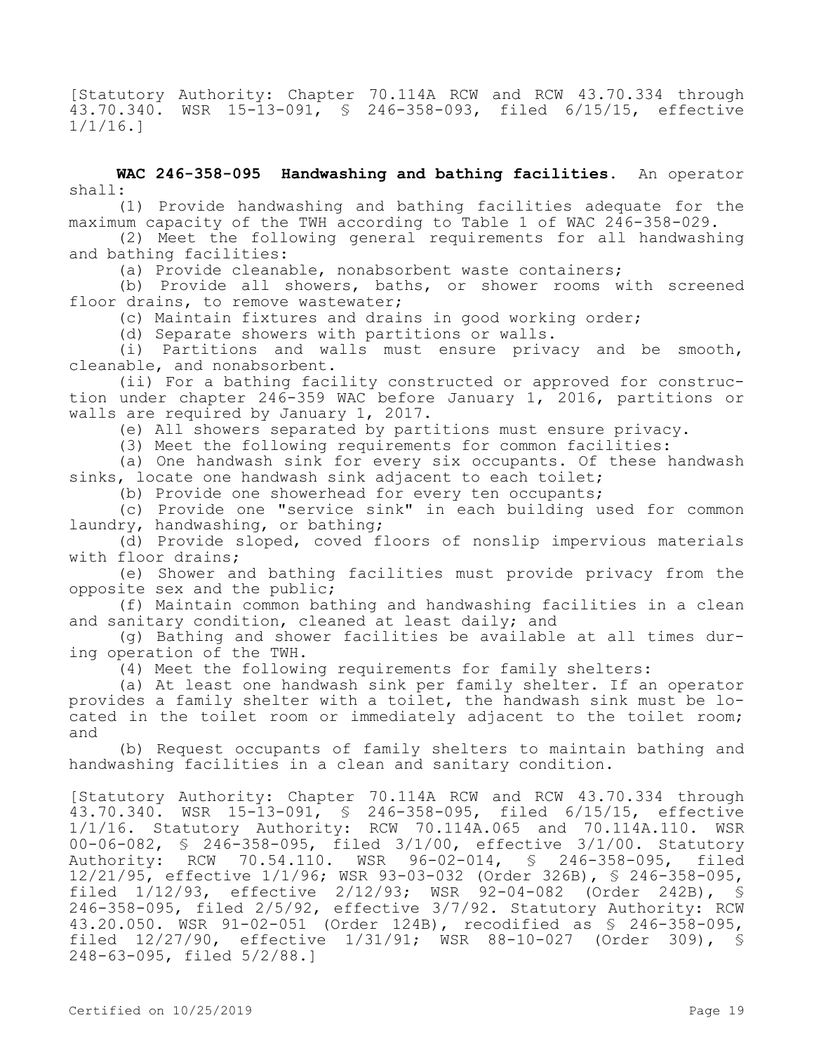[Statutory Authority: Chapter 70.114A RCW and RCW 43.70.334 through 43.70.340. WSR 15-13-091, § 246-358-093, filed 6/15/15, effective 1/1/16.]

**WAC 246-358-095 Handwashing and bathing facilities.** An operator shall:

(1) Provide handwashing and bathing facilities adequate for the maximum capacity of the TWH according to Table 1 of WAC 246-358-029.

(2) Meet the following general requirements for all handwashing and bathing facilities:

(a) Provide cleanable, nonabsorbent waste containers;

(b) Provide all showers, baths, or shower rooms with screened floor drains, to remove wastewater;

(c) Maintain fixtures and drains in good working order;

(d) Separate showers with partitions or walls.

(i) Partitions and walls must ensure privacy and be smooth, cleanable, and nonabsorbent.

(ii) For a bathing facility constructed or approved for construction under chapter 246-359 WAC before January 1, 2016, partitions or walls are required by January 1, 2017.

(e) All showers separated by partitions must ensure privacy.

(3) Meet the following requirements for common facilities:

(a) One handwash sink for every six occupants. Of these handwash sinks, locate one handwash sink adjacent to each toilet;

(b) Provide one showerhead for every ten occupants;

(c) Provide one "service sink" in each building used for common laundry, handwashing, or bathing;

(d) Provide sloped, coved floors of nonslip impervious materials with floor drains;

(e) Shower and bathing facilities must provide privacy from the opposite sex and the public;

(f) Maintain common bathing and handwashing facilities in a clean and sanitary condition, cleaned at least daily; and

(g) Bathing and shower facilities be available at all times during operation of the TWH.

(4) Meet the following requirements for family shelters:

(a) At least one handwash sink per family shelter. If an operator provides a family shelter with a toilet, the handwash sink must be located in the toilet room or immediately adjacent to the toilet room; and

(b) Request occupants of family shelters to maintain bathing and handwashing facilities in a clean and sanitary condition.

[Statutory Authority: Chapter 70.114A RCW and RCW 43.70.334 through 43.70.340. WSR 15-13-091, § 246-358-095, filed 6/15/15, effective 1/1/16. Statutory Authority: RCW 70.114A.065 and 70.114A.110. WSR 00-06-082, § 246-358-095, filed 3/1/00, effective 3/1/00. Statutory Authority: RCW 70.54.110. WSR 96-02-014, § 246-358-095, filed 12/21/95, effective 1/1/96; WSR 93-03-032 (Order 326B), § 246-358-095, filed 1/12/93, effective 2/12/93; WSR 92-04-082 (Order 242B), § 246-358-095, filed 2/5/92, effective 3/7/92. Statutory Authority: RCW 43.20.050. WSR 91-02-051 (Order 124B), recodified as § 246-358-095, filed 12/27/90, effective 1/31/91; WSR 88-10-027 (Order 309), § 248-63-095, filed 5/2/88.]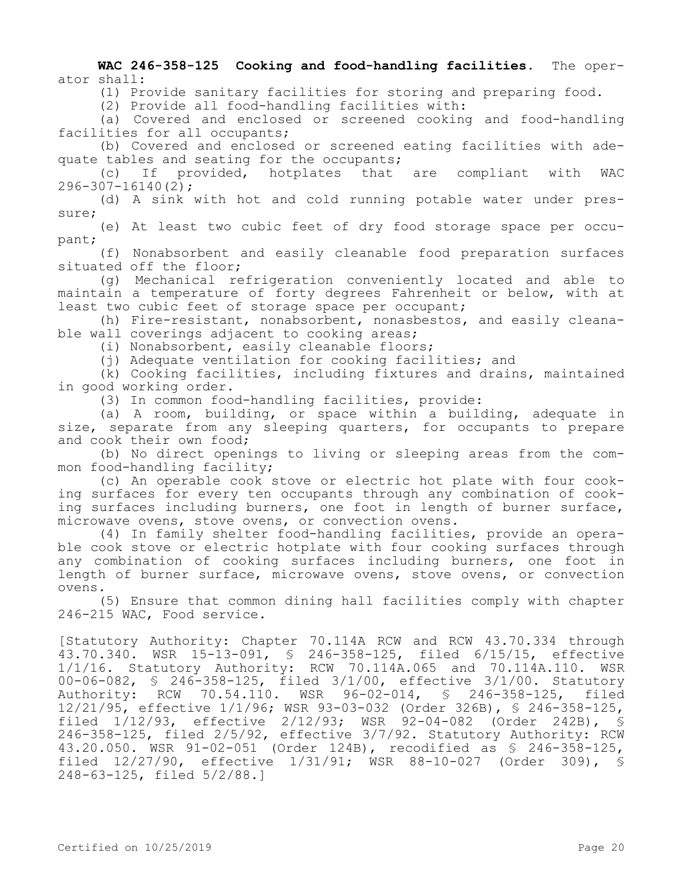**WAC 246-358-125 Cooking and food-handling facilities.** The operator shall:

(1) Provide sanitary facilities for storing and preparing food.

(2) Provide all food-handling facilities with:

(a) Covered and enclosed or screened cooking and food-handling facilities for all occupants;

(b) Covered and enclosed or screened eating facilities with adequate tables and seating for the occupants;

(c) If provided, hotplates that are compliant with WAC 296-307-16140(2);

(d) A sink with hot and cold running potable water under pressure;

(e) At least two cubic feet of dry food storage space per occupant;

(f) Nonabsorbent and easily cleanable food preparation surfaces situated off the floor;

(g) Mechanical refrigeration conveniently located and able to maintain a temperature of forty degrees Fahrenheit or below, with at least two cubic feet of storage space per occupant;

(h) Fire-resistant, nonabsorbent, nonasbestos, and easily cleanable wall coverings adjacent to cooking areas;

(i) Nonabsorbent, easily cleanable floors;

(j) Adequate ventilation for cooking facilities; and

(k) Cooking facilities, including fixtures and drains, maintained in good working order.

(3) In common food-handling facilities, provide:

(a) A room, building, or space within a building, adequate in size, separate from any sleeping quarters, for occupants to prepare and cook their own food;

(b) No direct openings to living or sleeping areas from the common food-handling facility;

(c) An operable cook stove or electric hot plate with four cooking surfaces for every ten occupants through any combination of cooking surfaces including burners, one foot in length of burner surface, microwave ovens, stove ovens, or convection ovens.

(4) In family shelter food-handling facilities, provide an operable cook stove or electric hotplate with four cooking surfaces through any combination of cooking surfaces including burners, one foot in length of burner surface, microwave ovens, stove ovens, or convection ovens.

(5) Ensure that common dining hall facilities comply with chapter 246-215 WAC, Food service.

[Statutory Authority: Chapter 70.114A RCW and RCW 43.70.334 through 43.70.340. WSR 15-13-091, § 246-358-125, filed 6/15/15, effective 1/1/16. Statutory Authority: RCW 70.114A.065 and 70.114A.110. WSR 00-06-082, § 246-358-125, filed 3/1/00, effective 3/1/00. Statutory Authority: RCW 70.54.110. WSR 96-02-014, § 246-358-125, filed 12/21/95, effective 1/1/96; WSR 93-03-032 (Order 326B), § 246-358-125, filed 1/12/93, effective 2/12/93; WSR 92-04-082 (Order 242B), § 246-358-125, filed 2/5/92, effective 3/7/92. Statutory Authority: RCW 43.20.050. WSR 91-02-051 (Order 124B), recodified as § 246-358-125, filed 12/27/90, effective 1/31/91; WSR 88-10-027 (Order 309), § 248-63-125, filed 5/2/88.]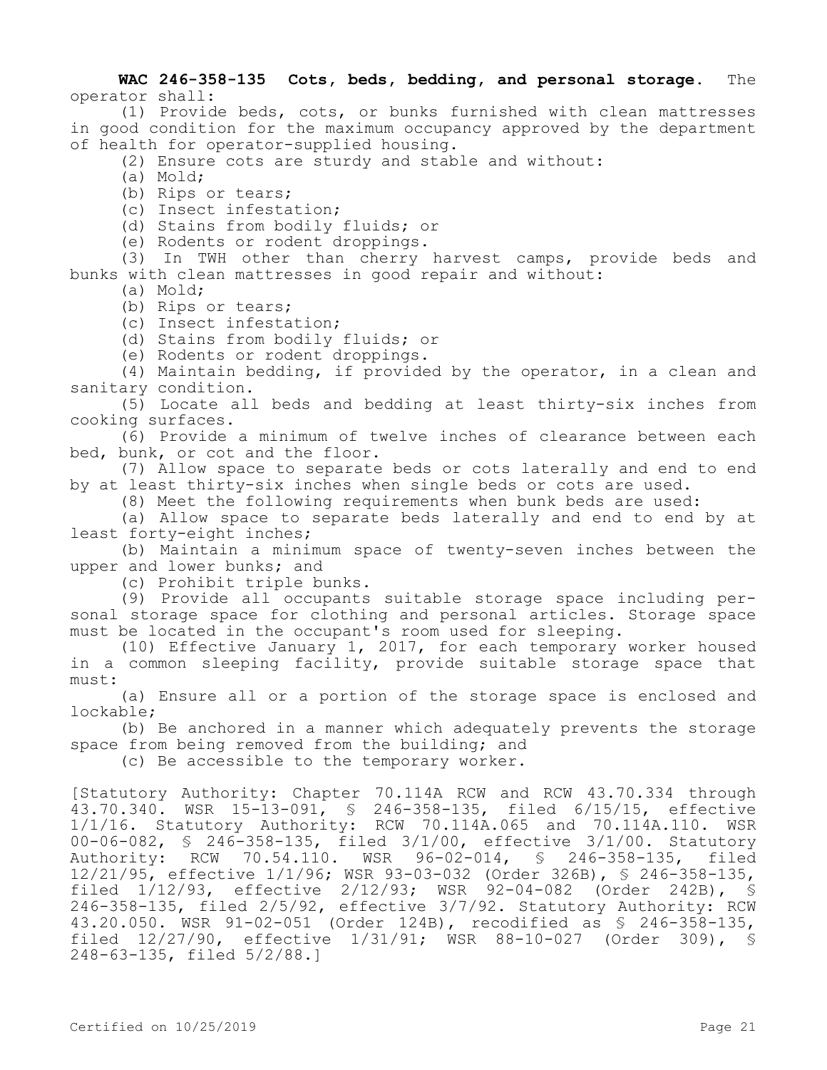**WAC 246-358-135 Cots, beds, bedding, and personal storage.** The operator shall:

(1) Provide beds, cots, or bunks furnished with clean mattresses in good condition for the maximum occupancy approved by the department of health for operator-supplied housing.

(2) Ensure cots are sturdy and stable and without:

(a) Mold;

(b) Rips or tears;

(c) Insect infestation;

(d) Stains from bodily fluids; or

(e) Rodents or rodent droppings.

(3) In TWH other than cherry harvest camps, provide beds and bunks with clean mattresses in good repair and without:

(a) Mold;

(b) Rips or tears;

(c) Insect infestation;

(d) Stains from bodily fluids; or

(e) Rodents or rodent droppings.

(4) Maintain bedding, if provided by the operator, in a clean and sanitary condition.

(5) Locate all beds and bedding at least thirty-six inches from cooking surfaces.

(6) Provide a minimum of twelve inches of clearance between each bed, bunk, or cot and the floor.

(7) Allow space to separate beds or cots laterally and end to end by at least thirty-six inches when single beds or cots are used.

(8) Meet the following requirements when bunk beds are used:

(a) Allow space to separate beds laterally and end to end by at least forty-eight inches;

(b) Maintain a minimum space of twenty-seven inches between the upper and lower bunks; and

(c) Prohibit triple bunks.

(9) Provide all occupants suitable storage space including personal storage space for clothing and personal articles. Storage space must be located in the occupant's room used for sleeping.

(10) Effective January 1, 2017, for each temporary worker housed in a common sleeping facility, provide suitable storage space that must:

(a) Ensure all or a portion of the storage space is enclosed and lockable;

(b) Be anchored in a manner which adequately prevents the storage space from being removed from the building; and

(c) Be accessible to the temporary worker.

[Statutory Authority: Chapter 70.114A RCW and RCW 43.70.334 through 43.70.340. WSR 15-13-091, § 246-358-135, filed 6/15/15, effective 1/1/16. Statutory Authority: RCW 70.114A.065 and 70.114A.110. WSR 00-06-082, § 246-358-135, filed 3/1/00, effective 3/1/00. Statutory Authority: RCW 70.54.110. WSR 96-02-014, § 246-358-135, filed 12/21/95, effective 1/1/96; WSR 93-03-032 (Order 326B), § 246-358-135, filed 1/12/93, effective 2/12/93; WSR 92-04-082 (Order 242B), § 246-358-135, filed 2/5/92, effective 3/7/92. Statutory Authority: RCW 43.20.050. WSR 91-02-051 (Order 124B), recodified as § 246-358-135, filed 12/27/90, effective 1/31/91; WSR 88-10-027 (Order 309), § 248-63-135, filed 5/2/88.]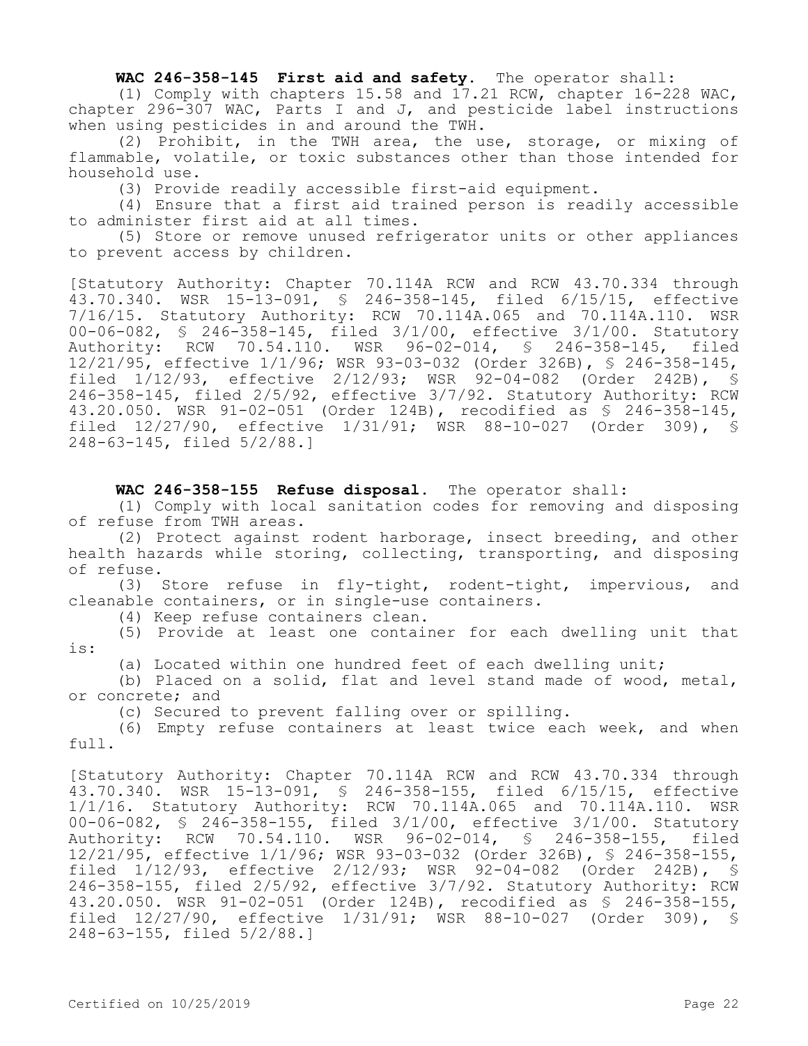**WAC 246-358-145 First aid and safety.** The operator shall:

(1) Comply with chapters 15.58 and 17.21 RCW, chapter 16-228 WAC, chapter 296-307 WAC, Parts I and J, and pesticide label instructions when using pesticides in and around the TWH.

(2) Prohibit, in the TWH area, the use, storage, or mixing of flammable, volatile, or toxic substances other than those intended for household use.

(3) Provide readily accessible first-aid equipment.

(4) Ensure that a first aid trained person is readily accessible to administer first aid at all times.

(5) Store or remove unused refrigerator units or other appliances to prevent access by children.

[Statutory Authority: Chapter 70.114A RCW and RCW 43.70.334 through 43.70.340. WSR 15-13-091, § 246-358-145, filed 6/15/15, effective 7/16/15. Statutory Authority: RCW 70.114A.065 and 70.114A.110. WSR 00-06-082, § 246-358-145, filed 3/1/00, effective 3/1/00. Statutory Authority: RCW 70.54.110. WSR 96-02-014, § 246-358-145, filed 12/21/95, effective 1/1/96; WSR 93-03-032 (Order 326B), § 246-358-145, filed 1/12/93, effective 2/12/93; WSR 92-04-082 (Order 242B), § 246-358-145, filed 2/5/92, effective 3/7/92. Statutory Authority: RCW 43.20.050. WSR 91-02-051 (Order 124B), recodified as § 246-358-145, filed 12/27/90, effective 1/31/91; WSR 88-10-027 (Order 309), § 248-63-145, filed 5/2/88.]

**WAC 246-358-155 Refuse disposal.** The operator shall:

(1) Comply with local sanitation codes for removing and disposing of refuse from TWH areas.

(2) Protect against rodent harborage, insect breeding, and other health hazards while storing, collecting, transporting, and disposing of refuse.

(3) Store refuse in fly-tight, rodent-tight, impervious, and cleanable containers, or in single-use containers.

(4) Keep refuse containers clean.

(5) Provide at least one container for each dwelling unit that is:

(a) Located within one hundred feet of each dwelling unit;

(b) Placed on a solid, flat and level stand made of wood, metal, or concrete; and

(c) Secured to prevent falling over or spilling.

(6) Empty refuse containers at least twice each week, and when full.

[Statutory Authority: Chapter 70.114A RCW and RCW 43.70.334 through 43.70.340. WSR 15-13-091, § 246-358-155, filed 6/15/15, effective 1/1/16. Statutory Authority: RCW 70.114A.065 and 70.114A.110. WSR 00-06-082, § 246-358-155, filed 3/1/00, effective 3/1/00. Statutory Authority: RCW 70.54.110. WSR 96-02-014, § 246-358-155, filed 12/21/95, effective 1/1/96; WSR 93-03-032 (Order 326B), § 246-358-155, filed 1/12/93, effective 2/12/93; WSR 92-04-082 (Order 242B), § 246-358-155, filed 2/5/92, effective 3/7/92. Statutory Authority: RCW 43.20.050. WSR 91-02-051 (Order 124B), recodified as § 246-358-155, filed 12/27/90, effective 1/31/91; WSR 88-10-027 (Order 309), § 248-63-155, filed 5/2/88.]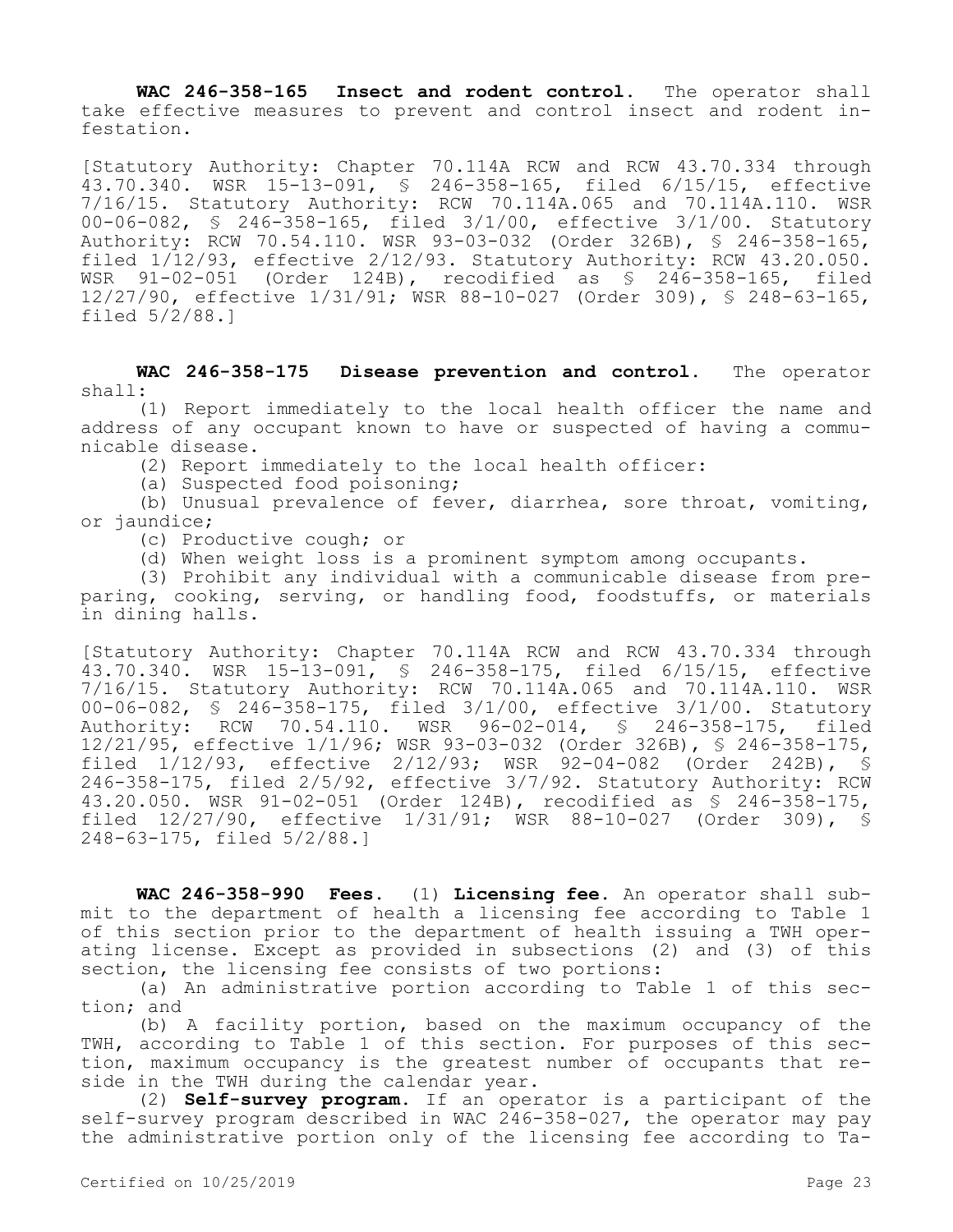**WAC 246-358-165 Insect and rodent control.** The operator shall take effective measures to prevent and control insect and rodent infestation.

[Statutory Authority: Chapter 70.114A RCW and RCW 43.70.334 through 43.70.340. WSR 15-13-091, § 246-358-165, filed 6/15/15, effective 7/16/15. Statutory Authority: RCW 70.114A.065 and 70.114A.110. WSR 00-06-082, § 246-358-165, filed 3/1/00, effective 3/1/00. Statutory Authority: RCW 70.54.110. WSR 93-03-032 (Order 326B), § 246-358-165, filed 1/12/93, effective 2/12/93. Statutory Authority: RCW 43.20.050. WSR 91-02-051 (Order 124B), recodified as § 246-358-165, filed 12/27/90, effective 1/31/91; WSR 88-10-027 (Order 309), § 248-63-165, filed 5/2/88.]

**WAC 246-358-175 Disease prevention and control.** The operator shall:

(1) Report immediately to the local health officer the name and address of any occupant known to have or suspected of having a communicable disease.

(2) Report immediately to the local health officer:

(a) Suspected food poisoning;

(b) Unusual prevalence of fever, diarrhea, sore throat, vomiting, or jaundice;

(c) Productive cough; or

(d) When weight loss is a prominent symptom among occupants.

(3) Prohibit any individual with a communicable disease from preparing, cooking, serving, or handling food, foodstuffs, or materials in dining halls.

[Statutory Authority: Chapter 70.114A RCW and RCW 43.70.334 through 43.70.340. WSR 15-13-091, § 246-358-175, filed 6/15/15, effective 7/16/15. Statutory Authority: RCW 70.114A.065 and 70.114A.110. WSR 00-06-082, § 246-358-175, filed 3/1/00, effective 3/1/00. Statutory Authority: RCW 70.54.110. WSR 96-02-014, § 246-358-175, filed 12/21/95, effective 1/1/96; WSR 93-03-032 (Order 326B), § 246-358-175, filed 1/12/93, effective 2/12/93; WSR 92-04-082 (Order 242B), § 246-358-175, filed 2/5/92, effective 3/7/92. Statutory Authority: RCW 43.20.050. WSR 91-02-051 (Order 124B), recodified as § 246-358-175, filed 12/27/90, effective 1/31/91; WSR 88-10-027 (Order 309), § 248-63-175, filed 5/2/88.]

**WAC 246-358-990 Fees.** (1) **Licensing fee.** An operator shall submit to the department of health a licensing fee according to Table 1 of this section prior to the department of health issuing a TWH operating license. Except as provided in subsections (2) and (3) of this section, the licensing fee consists of two portions:

(a) An administrative portion according to Table 1 of this section; and

(b) A facility portion, based on the maximum occupancy of the TWH, according to Table 1 of this section. For purposes of this section, maximum occupancy is the greatest number of occupants that reside in the TWH during the calendar year.

(2) **Self-survey program.** If an operator is a participant of the self-survey program described in WAC 246-358-027, the operator may pay the administrative portion only of the licensing fee according to Ta-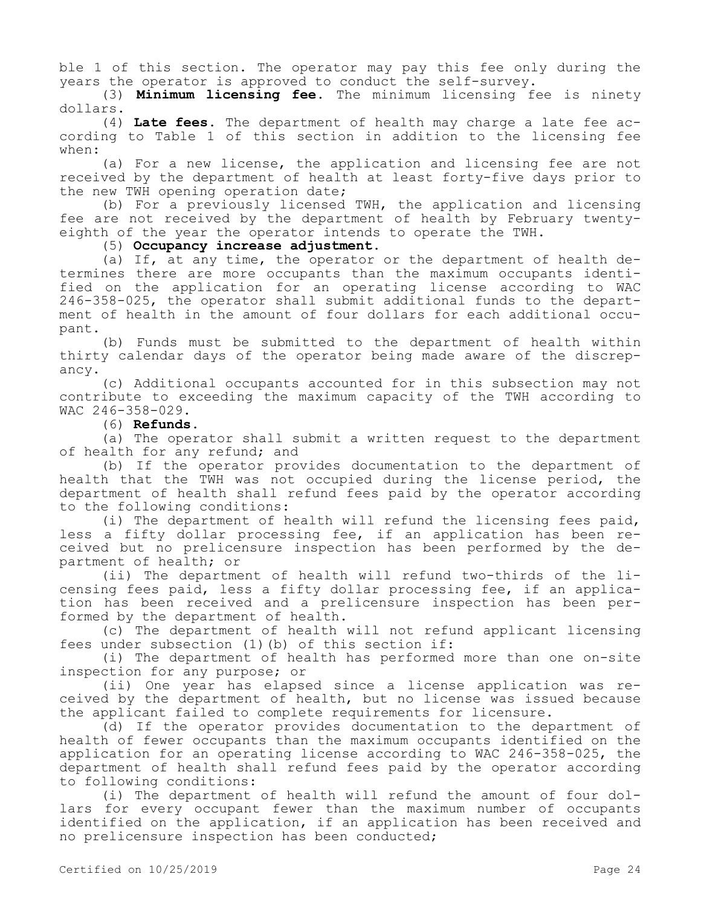ble 1 of this section. The operator may pay this fee only during the years the operator is approved to conduct the self-survey.

(3) **Minimum licensing fee.** The minimum licensing fee is ninety dollars.

(4) **Late fees.** The department of health may charge a late fee according to Table 1 of this section in addition to the licensing fee when:

(a) For a new license, the application and licensing fee are not received by the department of health at least forty-five days prior to the new TWH opening operation date;

(b) For a previously licensed TWH, the application and licensing fee are not received by the department of health by February twenty-eighth of the year the operator intends to operate the TWH.

(5) **Occupancy increase adjustment.**

(a) If, at any time, the operator or the department of health determines there are more occupants than the maximum occupants identified on the application for an operating license according to WAC 246-358-025, the operator shall submit additional funds to the department of health in the amount of four dollars for each additional occupant.

(b) Funds must be submitted to the department of health within thirty calendar days of the operator being made aware of the discrepancy.

(c) Additional occupants accounted for in this subsection may not contribute to exceeding the maximum capacity of the TWH according to WAC 246-358-029.

(6) **Refunds.**

(a) The operator shall submit a written request to the department of health for any refund; and

(b) If the operator provides documentation to the department of health that the TWH was not occupied during the license period, the department of health shall refund fees paid by the operator according to the following conditions:

(i) The department of health will refund the licensing fees paid, less a fifty dollar processing fee, if an application has been received but no prelicensure inspection has been performed by the department of health; or

(ii) The department of health will refund two-thirds of the licensing fees paid, less a fifty dollar processing fee, if an application has been received and a prelicensure inspection has been performed by the department of health.

(c) The department of health will not refund applicant licensing fees under subsection (1)(b) of this section if:

(i) The department of health has performed more than one on-site inspection for any purpose; or

(ii) One year has elapsed since a license application was received by the department of health, but no license was issued because the applicant failed to complete requirements for licensure.

(d) If the operator provides documentation to the department of health of fewer occupants than the maximum occupants identified on the application for an operating license according to WAC 246-358-025, the department of health shall refund fees paid by the operator according to following conditions:

(i) The department of health will refund the amount of four dollars for every occupant fewer than the maximum number of occupants identified on the application, if an application has been received and no prelicensure inspection has been conducted;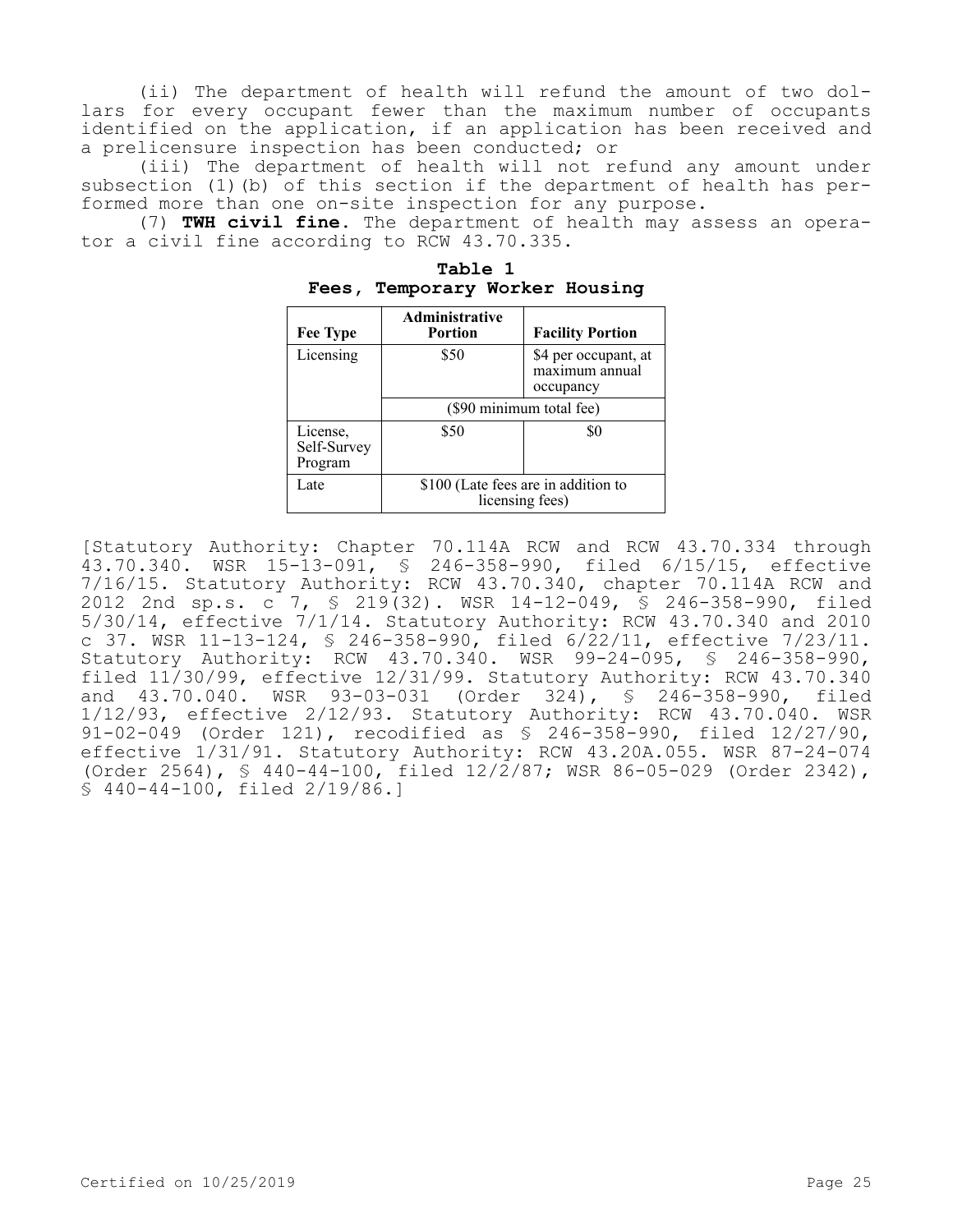(ii) The department of health will refund the amount of two dollars for every occupant fewer than the maximum number of occupants identified on the application, if an application has been received and a prelicensure inspection has been conducted; or

(iii) The department of health will not refund any amount under subsection (1)(b) of this section if the department of health has performed more than one on-site inspection for any purpose.

(7) **TWH civil fine.** The department of health may assess an operator a civil fine according to RCW 43.70.335.

**Table 1**
**Fees, Temporary Worker Housing**

| Fee Type | Administrative Portion | Facility Portion |
|---|---|---|
| Licensing | $50 | $4 per occupant, at maximum annual occupancy |
| | ($90 minimum total fee) | |
| License, Self-Survey Program | $50 | $0 |
| Late | $100 (Late fees are in addition to licensing fees) | |

[Statutory Authority: Chapter 70.114A RCW and RCW 43.70.334 through 43.70.340. WSR 15-13-091, § 246-358-990, filed 6/15/15, effective 7/16/15. Statutory Authority: RCW 43.70.340, chapter 70.114A RCW and 2012 2nd sp.s. c 7, § 219(32). WSR 14-12-049, § 246-358-990, filed 5/30/14, effective 7/1/14. Statutory Authority: RCW 43.70.340 and 2010 c 37. WSR 11-13-124, § 246-358-990, filed 6/22/11, effective 7/23/11. Statutory Authority: RCW 43.70.340. WSR 99-24-095, § 246-358-990, filed 11/30/99, effective 12/31/99. Statutory Authority: RCW 43.70.340 and 43.70.040. WSR 93-03-031 (Order 324), § 246-358-990, filed 1/12/93, effective 2/12/93. Statutory Authority: RCW 43.70.040. WSR 91-02-049 (Order 121), recodified as § 246-358-990, filed 12/27/90, effective 1/31/91. Statutory Authority: RCW 43.20A.055. WSR 87-24-074 (Order 2564), § 440-44-100, filed 12/2/87; WSR 86-05-029 (Order 2342), § 440-44-100, filed 2/19/86.]